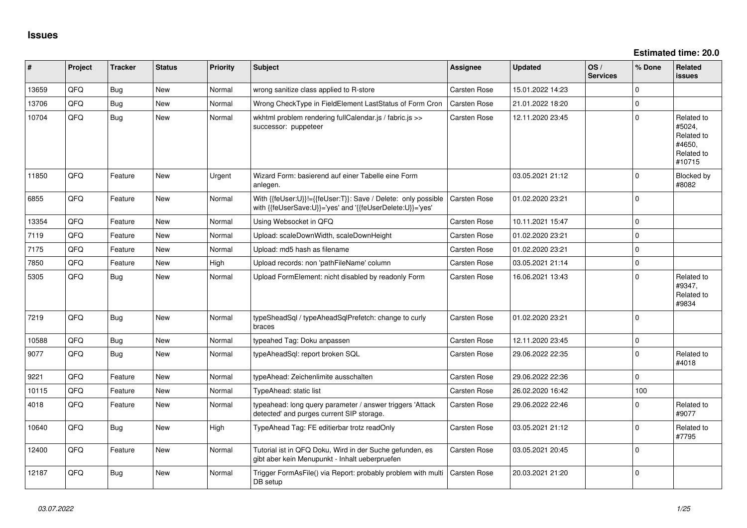# Issues

**Estimated time: 20.0**

| # | Project | Tracker | Status | Priority | Subject | Assignee | Updated | OS / Services | % Done | Related issues |
|---|---|---|---|---|---|---|---|---|---|---|
| 13659 | QFQ | Bug | New | Normal | wrong sanitize class applied to R-store | Carsten Rose | 15.01.2022 14:23 | | 0 | |
| 13706 | QFQ | Bug | New | Normal | Wrong CheckType in FieldElement LastStatus of Form Cron | Carsten Rose | 21.01.2022 18:20 | | 0 | |
| 10704 | QFQ | Bug | New | Normal | wkhtml problem rendering fullCalendar.js / fabric.js >> successor: puppeteer | Carsten Rose | 12.11.2020 23:45 | | 0 | Related to #5024, Related to #4650, Related to #10715 |
| 11850 | QFQ | Feature | New | Urgent | Wizard Form: basierend auf einer Tabelle eine Form anlegen. | | 03.05.2021 21:12 | | 0 | Blocked by #8082 |
| 6855 | QFQ | Feature | New | Normal | With {{feUser:U}}!={{feUser:T}}: Save / Delete: only possible with {{feUserSave:U}}='yes' and '{{feUserDelete:U}}='yes' | Carsten Rose | 01.02.2020 23:21 | | 0 | |
| 13354 | QFQ | Feature | New | Normal | Using Websocket in QFQ | Carsten Rose | 10.11.2021 15:47 | | 0 | |
| 7119 | QFQ | Feature | New | Normal | Upload: scaleDownWidth, scaleDownHeight | Carsten Rose | 01.02.2020 23:21 | | 0 | |
| 7175 | QFQ | Feature | New | Normal | Upload: md5 hash as filename | Carsten Rose | 01.02.2020 23:21 | | 0 | |
| 7850 | QFQ | Feature | New | High | Upload records: non 'pathFileName' column | Carsten Rose | 03.05.2021 21:14 | | 0 | |
| 5305 | QFQ | Bug | New | Normal | Upload FormElement: nicht disabled by readonly Form | Carsten Rose | 16.06.2021 13:43 | | 0 | Related to #9347, Related to #9834 |
| 7219 | QFQ | Bug | New | Normal | typeSheadSql / typeAheadSqlPrefetch: change to curly braces | Carsten Rose | 01.02.2020 23:21 | | 0 | |
| 10588 | QFQ | Bug | New | Normal | typeahed Tag: Doku anpassen | Carsten Rose | 12.11.2020 23:45 | | 0 | |
| 9077 | QFQ | Bug | New | Normal | typeAheadSql: report broken SQL | Carsten Rose | 29.06.2022 22:35 | | 0 | Related to #4018 |
| 9221 | QFQ | Feature | New | Normal | typeAhead: Zeichenlimite ausschalten | Carsten Rose | 29.06.2022 22:36 | | 0 | |
| 10115 | QFQ | Feature | New | Normal | TypeAhead: static list | Carsten Rose | 26.02.2020 16:42 | | 100 | |
| 4018 | QFQ | Feature | New | Normal | typeahead: long query parameter / answer triggers 'Attack detected' and purges current SIP storage. | Carsten Rose | 29.06.2022 22:46 | | 0 | Related to #9077 |
| 10640 | QFQ | Bug | New | High | TypeAhead Tag: FE editierbar trotz readOnly | Carsten Rose | 03.05.2021 21:12 | | 0 | Related to #7795 |
| 12400 | QFQ | Feature | New | Normal | Tutorial ist in QFQ Doku, Wird in der Suche gefunden, es gibt aber kein Menupunkt - Inhalt ueberpruefen | Carsten Rose | 03.05.2021 20:45 | | 0 | |
| 12187 | QFQ | Bug | New | Normal | Trigger FormAsFile() via Report: probably problem with multi DB setup | Carsten Rose | 20.03.2021 21:20 | | 0 | |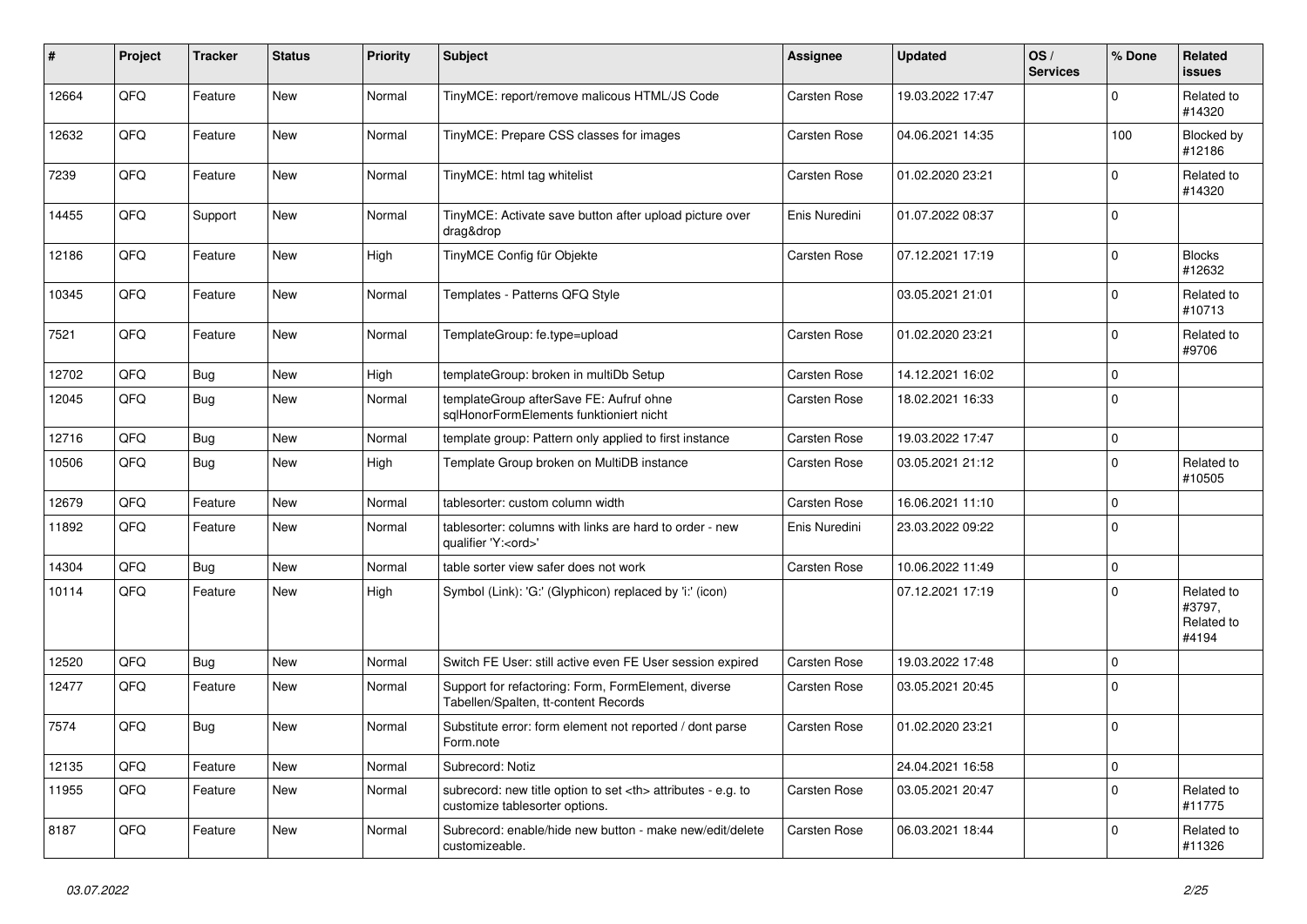| # | Project | Tracker | Status | Priority | Subject | Assignee | Updated | OS / Services | % Done | Related issues |
|---|---|---|---|---|---|---|---|---|---|---|
| 12664 | QFQ | Feature | New | Normal | TinyMCE: report/remove malicous HTML/JS Code | Carsten Rose | 19.03.2022 17:47 | | 0 | Related to #14320 |
| 12632 | QFQ | Feature | New | Normal | TinyMCE: Prepare CSS classes for images | Carsten Rose | 04.06.2021 14:35 | | 100 | Blocked by #12186 |
| 7239 | QFQ | Feature | New | Normal | TinyMCE: html tag whitelist | Carsten Rose | 01.02.2020 23:21 | | 0 | Related to #14320 |
| 14455 | QFQ | Support | New | Normal | TinyMCE: Activate save button after upload picture over drag&drop | Enis Nuredini | 01.07.2022 08:37 | | 0 | |
| 12186 | QFQ | Feature | New | High | TinyMCE Config für Objekte | Carsten Rose | 07.12.2021 17:19 | | 0 | Blocks #12632 |
| 10345 | QFQ | Feature | New | Normal | Templates - Patterns QFQ Style | | 03.05.2021 21:01 | | 0 | Related to #10713 |
| 7521 | QFQ | Feature | New | Normal | TemplateGroup: fe.type=upload | Carsten Rose | 01.02.2020 23:21 | | 0 | Related to #9706 |
| 12702 | QFQ | Bug | New | High | templateGroup: broken in multiDb Setup | Carsten Rose | 14.12.2021 16:02 | | 0 | |
| 12045 | QFQ | Bug | New | Normal | templateGroup afterSave FE: Aufruf ohne sqlHonorFormElements funktioniert nicht | Carsten Rose | 18.02.2021 16:33 | | 0 | |
| 12716 | QFQ | Bug | New | Normal | template group: Pattern only applied to first instance | Carsten Rose | 19.03.2022 17:47 | | 0 | |
| 10506 | QFQ | Bug | New | High | Template Group broken on MultiDB instance | Carsten Rose | 03.05.2021 21:12 | | 0 | Related to #10505 |
| 12679 | QFQ | Feature | New | Normal | tablesorter: custom column width | Carsten Rose | 16.06.2021 11:10 | | 0 | |
| 11892 | QFQ | Feature | New | Normal | tablesorter: columns with links are hard to order - new qualifier 'Y:<ord>' | Enis Nuredini | 23.03.2022 09:22 | | 0 | |
| 14304 | QFQ | Bug | New | Normal | table sorter view safer does not work | Carsten Rose | 10.06.2022 11:49 | | 0 | |
| 10114 | QFQ | Feature | New | High | Symbol (Link): 'G:' (Glyphicon) replaced by 'i:' (icon) | | 07.12.2021 17:19 | | 0 | Related to #3797, Related to #4194 |
| 12520 | QFQ | Bug | New | Normal | Switch FE User: still active even FE User session expired | Carsten Rose | 19.03.2022 17:48 | | 0 | |
| 12477 | QFQ | Feature | New | Normal | Support for refactoring: Form, FormElement, diverse Tabellen/Spalten, tt-content Records | Carsten Rose | 03.05.2021 20:45 | | 0 | |
| 7574 | QFQ | Bug | New | Normal | Substitute error: form element not reported / dont parse Form.note | Carsten Rose | 01.02.2020 23:21 | | 0 | |
| 12135 | QFQ | Feature | New | Normal | Subrecord: Notiz | | 24.04.2021 16:58 | | 0 | |
| 11955 | QFQ | Feature | New | Normal | subrecord: new title option to set <th> attributes - e.g. to customize tablesorter options. | Carsten Rose | 03.05.2021 20:47 | | 0 | Related to #11775 |
| 8187 | QFQ | Feature | New | Normal | Subrecord: enable/hide new button - make new/edit/delete customizeable. | Carsten Rose | 06.03.2021 18:44 | | 0 | Related to #11326 |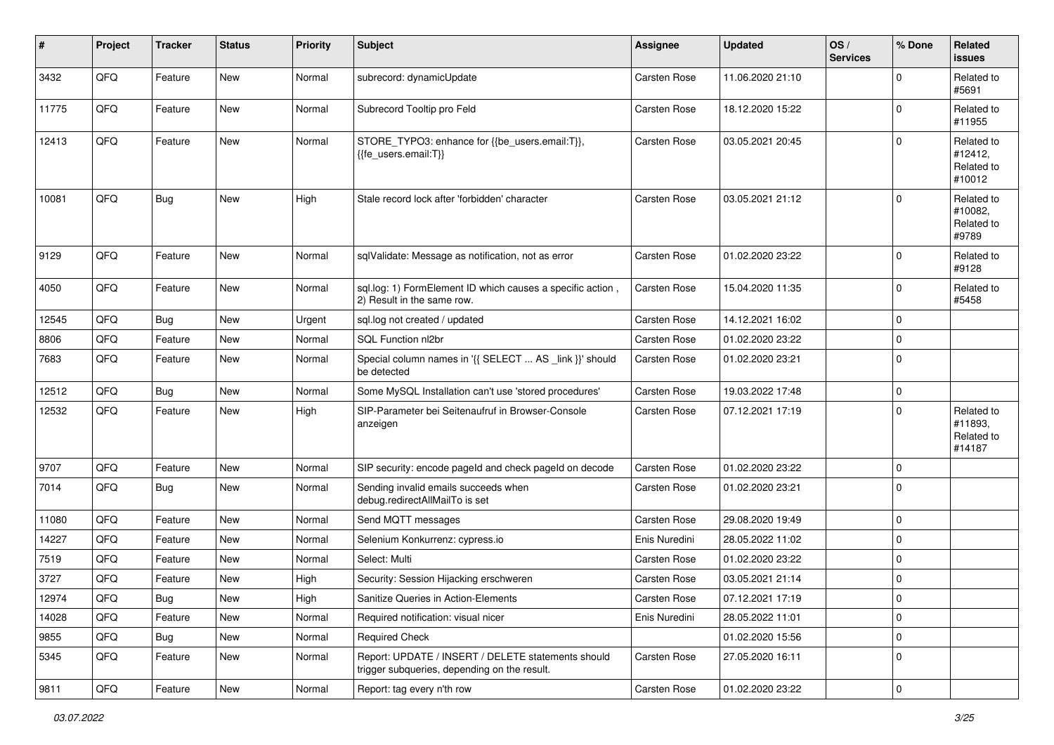| # | Project | Tracker | Status | Priority | Subject | Assignee | Updated | OS / Services | % Done | Related issues |
|---|---|---|---|---|---|---|---|---|---|---|
| 3432 | QFQ | Feature | New | Normal | subrecord: dynamicUpdate | Carsten Rose | 11.06.2020 21:10 | | 0 | Related to #5691 |
| 11775 | QFQ | Feature | New | Normal | Subrecord Tooltip pro Feld | Carsten Rose | 18.12.2020 15:22 | | 0 | Related to #11955 |
| 12413 | QFQ | Feature | New | Normal | STORE_TYPO3: enhance for {{be_users.email:T}}, {{fe_users.email:T}} | Carsten Rose | 03.05.2021 20:45 | | 0 | Related to #12412, Related to #10012 |
| 10081 | QFQ | Bug | New | High | Stale record lock after 'forbidden' character | Carsten Rose | 03.05.2021 21:12 | | 0 | Related to #10082, Related to #9789 |
| 9129 | QFQ | Feature | New | Normal | sqlValidate: Message as notification, not as error | Carsten Rose | 01.02.2020 23:22 | | 0 | Related to #9128 |
| 4050 | QFQ | Feature | New | Normal | sql.log: 1) FormElement ID which causes a specific action , 2) Result in the same row. | Carsten Rose | 15.04.2020 11:35 | | 0 | Related to #5458 |
| 12545 | QFQ | Bug | New | Urgent | sql.log not created / updated | Carsten Rose | 14.12.2021 16:02 | | 0 | |
| 8806 | QFQ | Feature | New | Normal | SQL Function nl2br | Carsten Rose | 01.02.2020 23:22 | | 0 | |
| 7683 | QFQ | Feature | New | Normal | Special column names in '{{ SELECT ... AS _link }}' should be detected | Carsten Rose | 01.02.2020 23:21 | | 0 | |
| 12512 | QFQ | Bug | New | Normal | Some MySQL Installation can't use 'stored procedures' | Carsten Rose | 19.03.2022 17:48 | | 0 | |
| 12532 | QFQ | Feature | New | High | SIP-Parameter bei Seitenaufruf in Browser-Console anzeigen | Carsten Rose | 07.12.2021 17:19 | | 0 | Related to #11893, Related to #14187 |
| 9707 | QFQ | Feature | New | Normal | SIP security: encode pageId and check pageId on decode | Carsten Rose | 01.02.2020 23:22 | | 0 | |
| 7014 | QFQ | Bug | New | Normal | Sending invalid emails succeeds when debug.redirectAllMailTo is set | Carsten Rose | 01.02.2020 23:21 | | 0 | |
| 11080 | QFQ | Feature | New | Normal | Send MQTT messages | Carsten Rose | 29.08.2020 19:49 | | 0 | |
| 14227 | QFQ | Feature | New | Normal | Selenium Konkurrenz: cypress.io | Enis Nuredini | 28.05.2022 11:02 | | 0 | |
| 7519 | QFQ | Feature | New | Normal | Select: Multi | Carsten Rose | 01.02.2020 23:22 | | 0 | |
| 3727 | QFQ | Feature | New | High | Security: Session Hijacking erschweren | Carsten Rose | 03.05.2021 21:14 | | 0 | |
| 12974 | QFQ | Bug | New | High | Sanitize Queries in Action-Elements | Carsten Rose | 07.12.2021 17:19 | | 0 | |
| 14028 | QFQ | Feature | New | Normal | Required notification: visual nicer | Enis Nuredini | 28.05.2022 11:01 | | 0 | |
| 9855 | QFQ | Bug | New | Normal | Required Check | | 01.02.2020 15:56 | | 0 | |
| 5345 | QFQ | Feature | New | Normal | Report: UPDATE / INSERT / DELETE statements should trigger subqueries, depending on the result. | Carsten Rose | 27.05.2020 16:11 | | 0 | |
| 9811 | QFQ | Feature | New | Normal | Report: tag every n'th row | Carsten Rose | 01.02.2020 23:22 | | 0 | |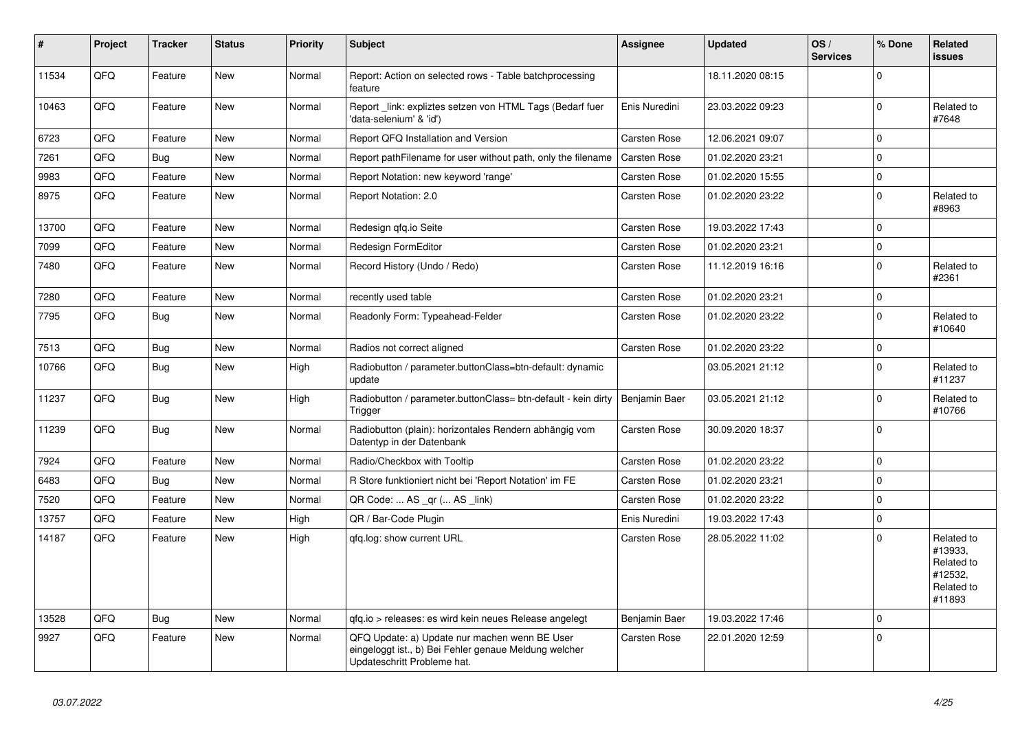| # | Project | Tracker | Status | Priority | Subject | Assignee | Updated | OS / Services | % Done | Related issues |
|---|---|---|---|---|---|---|---|---|---|---|
| 11534 | QFQ | Feature | New | Normal | Report: Action on selected rows - Table batchprocessing feature | | 18.11.2020 08:15 | | 0 | |
| 10463 | QFQ | Feature | New | Normal | Report _link: expliztes setzen von HTML Tags (Bedarf fuer 'data-selenium' & 'id') | Enis Nuredini | 23.03.2022 09:23 | | 0 | Related to #7648 |
| 6723 | QFQ | Feature | New | Normal | Report QFQ Installation and Version | Carsten Rose | 12.06.2021 09:07 | | 0 | |
| 7261 | QFQ | Bug | New | Normal | Report pathFilename for user without path, only the filename | Carsten Rose | 01.02.2020 23:21 | | 0 | |
| 9983 | QFQ | Feature | New | Normal | Report Notation: new keyword 'range' | Carsten Rose | 01.02.2020 15:55 | | 0 | |
| 8975 | QFQ | Feature | New | Normal | Report Notation: 2.0 | Carsten Rose | 01.02.2020 23:22 | | 0 | Related to #8963 |
| 13700 | QFQ | Feature | New | Normal | Redesign qfq.io Seite | Carsten Rose | 19.03.2022 17:43 | | 0 | |
| 7099 | QFQ | Feature | New | Normal | Redesign FormEditor | Carsten Rose | 01.02.2020 23:21 | | 0 | |
| 7480 | QFQ | Feature | New | Normal | Record History (Undo / Redo) | Carsten Rose | 11.12.2019 16:16 | | 0 | Related to #2361 |
| 7280 | QFQ | Feature | New | Normal | recently used table | Carsten Rose | 01.02.2020 23:21 | | 0 | |
| 7795 | QFQ | Bug | New | Normal | Readonly Form: Typeahead-Felder | Carsten Rose | 01.02.2020 23:22 | | 0 | Related to #10640 |
| 7513 | QFQ | Bug | New | Normal | Radios not correct aligned | Carsten Rose | 01.02.2020 23:22 | | 0 | |
| 10766 | QFQ | Bug | New | High | Radiobutton / parameter.buttonClass=btn-default: dynamic update | | 03.05.2021 21:12 | | 0 | Related to #11237 |
| 11237 | QFQ | Bug | New | High | Radiobutton / parameter.buttonClass= btn-default - kein dirty Trigger | Benjamin Baer | 03.05.2021 21:12 | | 0 | Related to #10766 |
| 11239 | QFQ | Bug | New | Normal | Radiobutton (plain): horizontales Rendern abhängig vom Datentyp in der Datenbank | Carsten Rose | 30.09.2020 18:37 | | 0 | |
| 7924 | QFQ | Feature | New | Normal | Radio/Checkbox with Tooltip | Carsten Rose | 01.02.2020 23:22 | | 0 | |
| 6483 | QFQ | Bug | New | Normal | R Store funktioniert nicht bei 'Report Notation' im FE | Carsten Rose | 01.02.2020 23:21 | | 0 | |
| 7520 | QFQ | Feature | New | Normal | QR Code: ... AS _qr ( ... AS _link) | Carsten Rose | 01.02.2020 23:22 | | 0 | |
| 13757 | QFQ | Feature | New | High | QR / Bar-Code Plugin | Enis Nuredini | 19.03.2022 17:43 | | 0 | |
| 14187 | QFQ | Feature | New | High | qfq.log: show current URL | Carsten Rose | 28.05.2022 11:02 | | 0 | Related to #13933, Related to #12532, Related to #11893 |
| 13528 | QFQ | Bug | New | Normal | qfq.io > releases: es wird kein neues Release angelegt | Benjamin Baer | 19.03.2022 17:46 | | 0 | |
| 9927 | QFQ | Feature | New | Normal | QFQ Update: a) Update nur machen wenn BE User eingeloggt ist., b) Bei Fehler genaue Meldung welcher Updateschritt Probleme hat. | Carsten Rose | 22.01.2020 12:59 | | 0 | |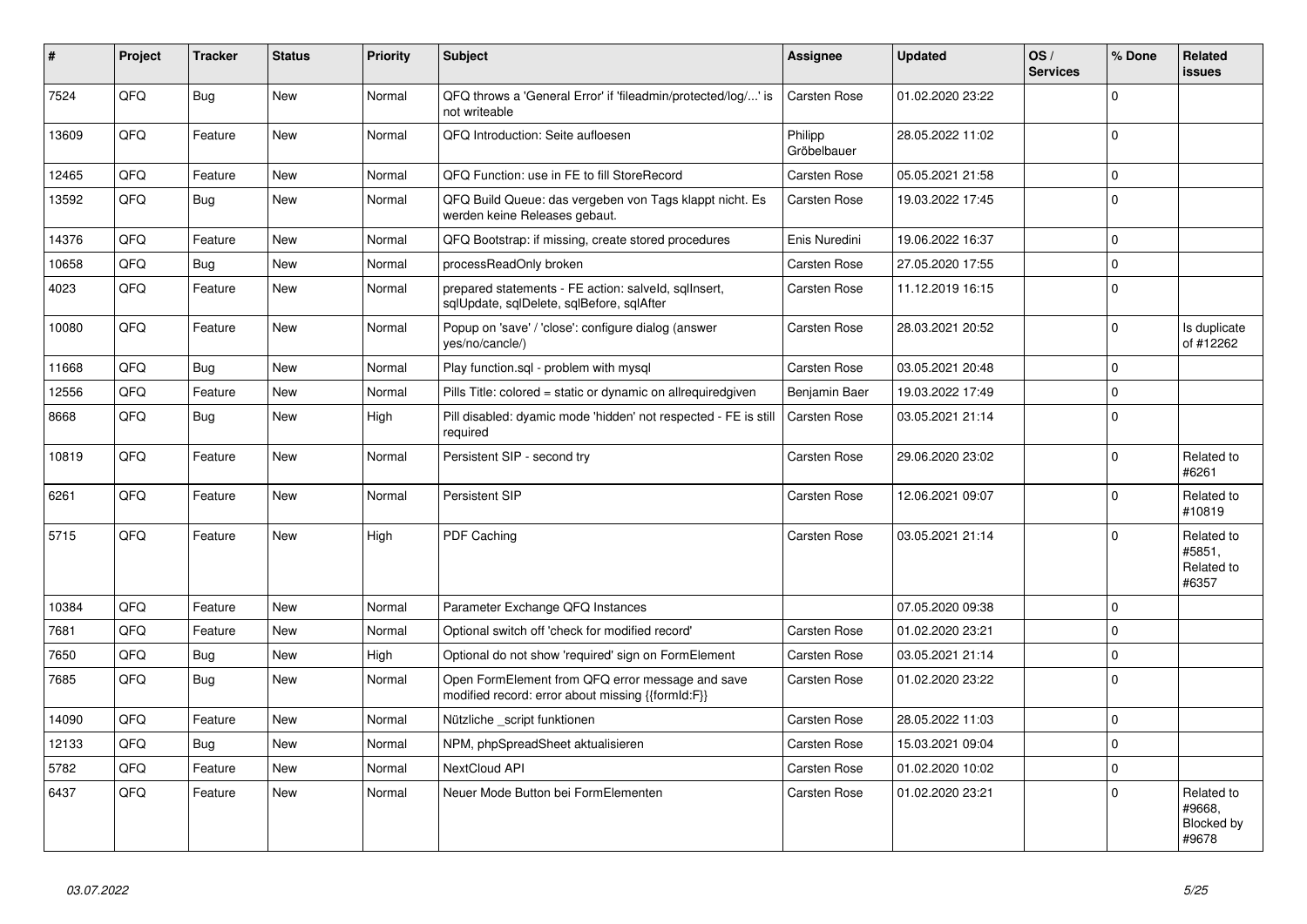| # | Project | Tracker | Status | Priority | Subject | Assignee | Updated | OS / Services | % Done | Related issues |
|---|---|---|---|---|---|---|---|---|---|---|
| 7524 | QFQ | Bug | New | Normal | QFQ throws a 'General Error' if 'fileadmin/protected/log/...' is not writeable | Carsten Rose | 01.02.2020 23:22 | | 0 | |
| 13609 | QFQ | Feature | New | Normal | QFQ Introduction: Seite aufloesen | Philipp Gröbelbauer | 28.05.2022 11:02 | | 0 | |
| 12465 | QFQ | Feature | New | Normal | QFQ Function: use in FE to fill StoreRecord | Carsten Rose | 05.05.2021 21:58 | | 0 | |
| 13592 | QFQ | Bug | New | Normal | QFQ Build Queue: das vergeben von Tags klappt nicht. Es werden keine Releases gebaut. | Carsten Rose | 19.03.2022 17:45 | | 0 | |
| 14376 | QFQ | Feature | New | Normal | QFQ Bootstrap: if missing, create stored procedures | Enis Nuredini | 19.06.2022 16:37 | | 0 | |
| 10658 | QFQ | Bug | New | Normal | processReadOnly broken | Carsten Rose | 27.05.2020 17:55 | | 0 | |
| 4023 | QFQ | Feature | New | Normal | prepared statements - FE action: salveld, sqlInsert, sqlUpdate, sqlDelete, sqlBefore, sqlAfter | Carsten Rose | 11.12.2019 16:15 | | 0 | |
| 10080 | QFQ | Feature | New | Normal | Popup on 'save' / 'close': configure dialog (answer yes/no/cancle/) | Carsten Rose | 28.03.2021 20:52 | | 0 | Is duplicate of #12262 |
| 11668 | QFQ | Bug | New | Normal | Play function.sql - problem with mysql | Carsten Rose | 03.05.2021 20:48 | | 0 | |
| 12556 | QFQ | Feature | New | Normal | Pills Title: colored = static or dynamic on allrequiredgiven | Benjamin Baer | 19.03.2022 17:49 | | 0 | |
| 8668 | QFQ | Bug | New | High | Pill disabled: dyamic mode 'hidden' not respected - FE is still required | Carsten Rose | 03.05.2021 21:14 | | 0 | |
| 10819 | QFQ | Feature | New | Normal | Persistent SIP - second try | Carsten Rose | 29.06.2020 23:02 | | 0 | Related to #6261 |
| 6261 | QFQ | Feature | New | Normal | Persistent SIP | Carsten Rose | 12.06.2021 09:07 | | 0 | Related to #10819 |
| 5715 | QFQ | Feature | New | High | PDF Caching | Carsten Rose | 03.05.2021 21:14 | | 0 | Related to #5851, Related to #6357 |
| 10384 | QFQ | Feature | New | Normal | Parameter Exchange QFQ Instances | | 07.05.2020 09:38 | | 0 | |
| 7681 | QFQ | Feature | New | Normal | Optional switch off 'check for modified record' | Carsten Rose | 01.02.2020 23:21 | | 0 | |
| 7650 | QFQ | Bug | New | High | Optional do not show 'required' sign on FormElement | Carsten Rose | 03.05.2021 21:14 | | 0 | |
| 7685 | QFQ | Bug | New | Normal | Open FormElement from QFQ error message and save modified record: error about missing {{formId:F}} | Carsten Rose | 01.02.2020 23:22 | | 0 | |
| 14090 | QFQ | Feature | New | Normal | Nützliche _script funktionen | Carsten Rose | 28.05.2022 11:03 | | 0 | |
| 12133 | QFQ | Bug | New | Normal | NPM, phpSpreadSheet aktualisieren | Carsten Rose | 15.03.2021 09:04 | | 0 | |
| 5782 | QFQ | Feature | New | Normal | NextCloud API | Carsten Rose | 01.02.2020 10:02 | | 0 | |
| 6437 | QFQ | Feature | New | Normal | Neuer Mode Button bei FormElementen | Carsten Rose | 01.02.2020 23:21 | | 0 | Related to #9668, Blocked by #9678 |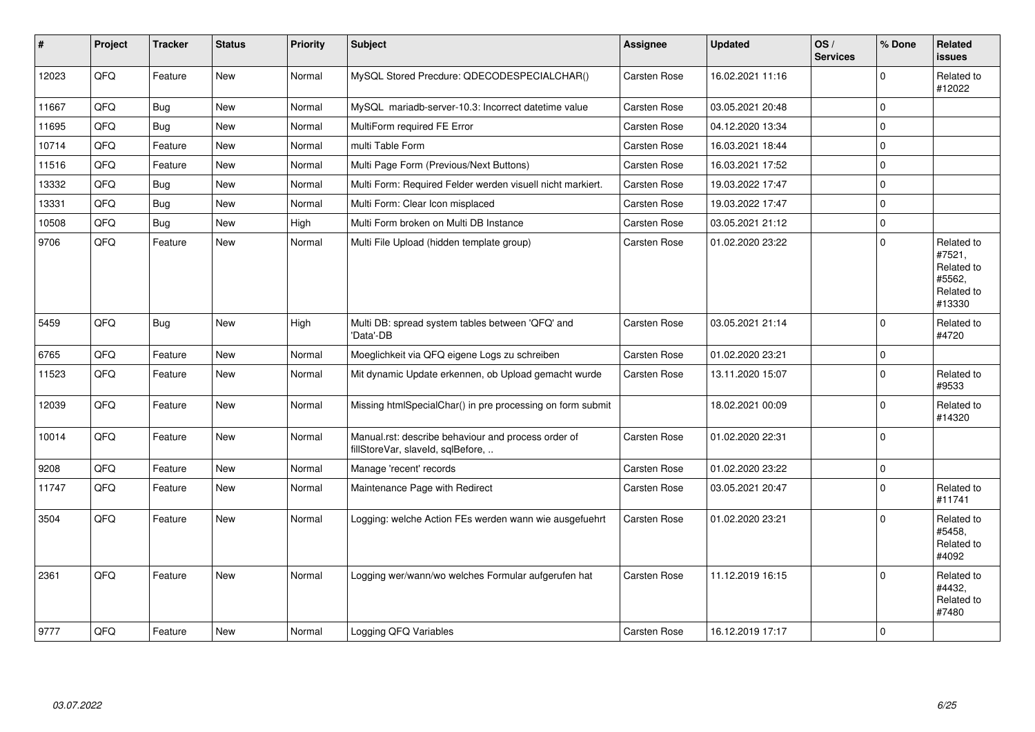| # | Project | Tracker | Status | Priority | Subject | Assignee | Updated | OS / Services | % Done | Related issues |
|---|---|---|---|---|---|---|---|---|---|---|
| 12023 | QFQ | Feature | New | Normal | MySQL Stored Precdure: QDECODESPECIALCHAR() | Carsten Rose | 16.02.2021 11:16 | | 0 | Related to #12022 |
| 11667 | QFQ | Bug | New | Normal | MySQL mariadb-server-10.3: Incorrect datetime value | Carsten Rose | 03.05.2021 20:48 | | 0 | |
| 11695 | QFQ | Bug | New | Normal | MultiForm required FE Error | Carsten Rose | 04.12.2020 13:34 | | 0 | |
| 10714 | QFQ | Feature | New | Normal | multi Table Form | Carsten Rose | 16.03.2021 18:44 | | 0 | |
| 11516 | QFQ | Feature | New | Normal | Multi Page Form (Previous/Next Buttons) | Carsten Rose | 16.03.2021 17:52 | | 0 | |
| 13332 | QFQ | Bug | New | Normal | Multi Form: Required Felder werden visuell nicht markiert. | Carsten Rose | 19.03.2022 17:47 | | 0 | |
| 13331 | QFQ | Bug | New | Normal | Multi Form: Clear Icon misplaced | Carsten Rose | 19.03.2022 17:47 | | 0 | |
| 10508 | QFQ | Bug | New | High | Multi Form broken on Multi DB Instance | Carsten Rose | 03.05.2021 21:12 | | 0 | |
| 9706 | QFQ | Feature | New | Normal | Multi File Upload (hidden template group) | Carsten Rose | 01.02.2020 23:22 | | 0 | Related to #7521, Related to #5562, Related to #13330 |
| 5459 | QFQ | Bug | New | High | Multi DB: spread system tables between 'QFQ' and 'Data'-DB | Carsten Rose | 03.05.2021 21:14 | | 0 | Related to #4720 |
| 6765 | QFQ | Feature | New | Normal | Moeglichkeit via QFQ eigene Logs zu schreiben | Carsten Rose | 01.02.2020 23:21 | | 0 | |
| 11523 | QFQ | Feature | New | Normal | Mit dynamic Update erkennen, ob Upload gemacht wurde | Carsten Rose | 13.11.2020 15:07 | | 0 | Related to #9533 |
| 12039 | QFQ | Feature | New | Normal | Missing htmlSpecialChar() in pre processing on form submit | | 18.02.2021 00:09 | | 0 | Related to #14320 |
| 10014 | QFQ | Feature | New | Normal | Manual.rst: describe behaviour and process order of fillStoreVar, slaveId, sqlBefore, .. | Carsten Rose | 01.02.2020 22:31 | | 0 | |
| 9208 | QFQ | Feature | New | Normal | Manage 'recent' records | Carsten Rose | 01.02.2020 23:22 | | 0 | |
| 11747 | QFQ | Feature | New | Normal | Maintenance Page with Redirect | Carsten Rose | 03.05.2021 20:47 | | 0 | Related to #11741 |
| 3504 | QFQ | Feature | New | Normal | Logging: welche Action FEs werden wann wie ausgefuehrt | Carsten Rose | 01.02.2020 23:21 | | 0 | Related to #5458, Related to #4092 |
| 2361 | QFQ | Feature | New | Normal | Logging wer/wann/wo welches Formular aufgerufen hat | Carsten Rose | 11.12.2019 16:15 | | 0 | Related to #4432, Related to #7480 |
| 9777 | QFQ | Feature | New | Normal | Logging QFQ Variables | Carsten Rose | 16.12.2019 17:17 | | 0 | |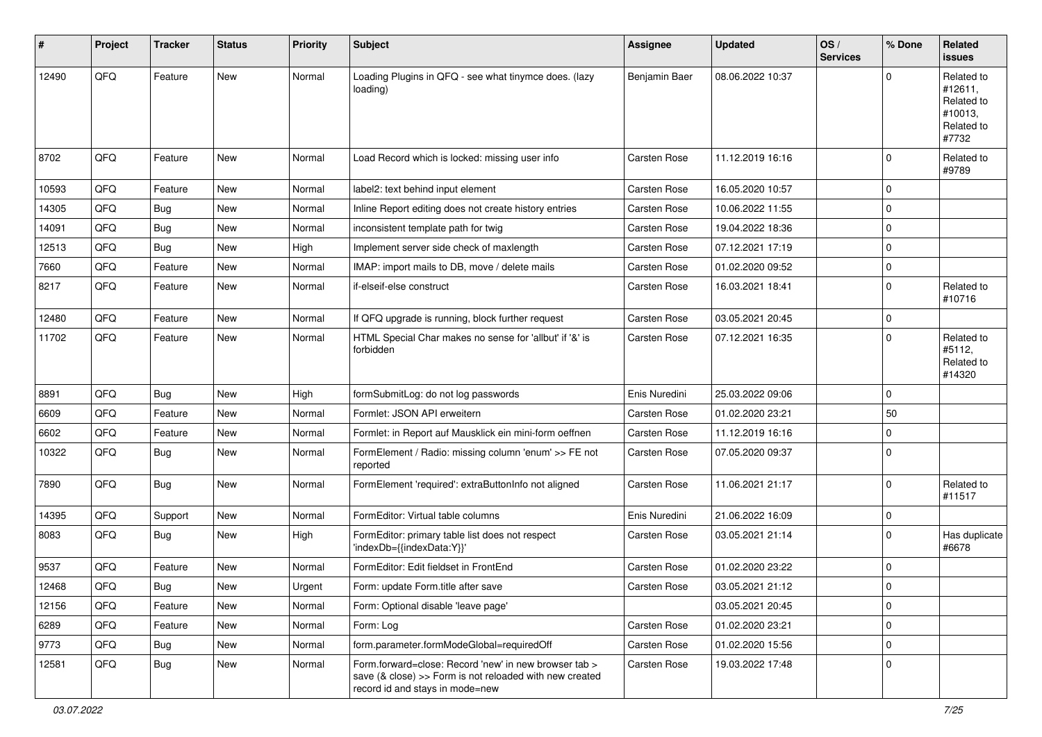| # | Project | Tracker | Status | Priority | Subject | Assignee | Updated | OS / Services | % Done | Related issues |
|---|---|---|---|---|---|---|---|---|---|---|
| 12490 | QFQ | Feature | New | Normal | Loading Plugins in QFQ - see what tinymce does. (lazy loading) | Benjamin Baer | 08.06.2022 10:37 | | 0 | Related to #12611, Related to #10013, Related to #7732 |
| 8702 | QFQ | Feature | New | Normal | Load Record which is locked: missing user info | Carsten Rose | 11.12.2019 16:16 | | 0 | Related to #9789 |
| 10593 | QFQ | Feature | New | Normal | label2: text behind input element | Carsten Rose | 16.05.2020 10:57 | | 0 | |
| 14305 | QFQ | Bug | New | Normal | Inline Report editing does not create history entries | Carsten Rose | 10.06.2022 11:55 | | 0 | |
| 14091 | QFQ | Bug | New | Normal | inconsistent template path for twig | Carsten Rose | 19.04.2022 18:36 | | 0 | |
| 12513 | QFQ | Bug | New | High | Implement server side check of maxlength | Carsten Rose | 07.12.2021 17:19 | | 0 | |
| 7660 | QFQ | Feature | New | Normal | IMAP: import mails to DB, move / delete mails | Carsten Rose | 01.02.2020 09:52 | | 0 | |
| 8217 | QFQ | Feature | New | Normal | if-elseif-else construct | Carsten Rose | 16.03.2021 18:41 | | 0 | Related to #10716 |
| 12480 | QFQ | Feature | New | Normal | If QFQ upgrade is running, block further request | Carsten Rose | 03.05.2021 20:45 | | 0 | |
| 11702 | QFQ | Feature | New | Normal | HTML Special Char makes no sense for 'allbut' if '&' is forbidden | Carsten Rose | 07.12.2021 16:35 | | 0 | Related to #5112, Related to #14320 |
| 8891 | QFQ | Bug | New | High | formSubmitLog: do not log passwords | Enis Nuredini | 25.03.2022 09:06 | | 0 | |
| 6609 | QFQ | Feature | New | Normal | Formlet: JSON API erweitern | Carsten Rose | 01.02.2020 23:21 | | 50 | |
| 6602 | QFQ | Feature | New | Normal | Formlet: in Report auf Mausklick ein mini-form oeffnen | Carsten Rose | 11.12.2019 16:16 | | 0 | |
| 10322 | QFQ | Bug | New | Normal | FormElement / Radio: missing column 'enum' >> FE not reported | Carsten Rose | 07.05.2020 09:37 | | 0 | |
| 7890 | QFQ | Bug | New | Normal | FormElement 'required': extraButtonInfo not aligned | Carsten Rose | 11.06.2021 21:17 | | 0 | Related to #11517 |
| 14395 | QFQ | Support | New | Normal | FormEditor: Virtual table columns | Enis Nuredini | 21.06.2022 16:09 | | 0 | |
| 8083 | QFQ | Bug | New | High | FormEditor: primary table list does not respect 'indexDb={{indexData:Y}}' | Carsten Rose | 03.05.2021 21:14 | | 0 | Has duplicate #6678 |
| 9537 | QFQ | Feature | New | Normal | FormEditor: Edit fieldset in FrontEnd | Carsten Rose | 01.02.2020 23:22 | | 0 | |
| 12468 | QFQ | Bug | New | Urgent | Form: update Form.title after save | Carsten Rose | 03.05.2021 21:12 | | 0 | |
| 12156 | QFQ | Feature | New | Normal | Form: Optional disable 'leave page' | | 03.05.2021 20:45 | | 0 | |
| 6289 | QFQ | Feature | New | Normal | Form: Log | Carsten Rose | 01.02.2020 23:21 | | 0 | |
| 9773 | QFQ | Bug | New | Normal | form.parameter.formModeGlobal=requiredOff | Carsten Rose | 01.02.2020 15:56 | | 0 | |
| 12581 | QFQ | Bug | New | Normal | Form.forward=close: Record 'new' in new browser tab > save (& close) >> Form is not reloaded with new created record id and stays in mode=new | Carsten Rose | 19.03.2022 17:48 | | 0 | |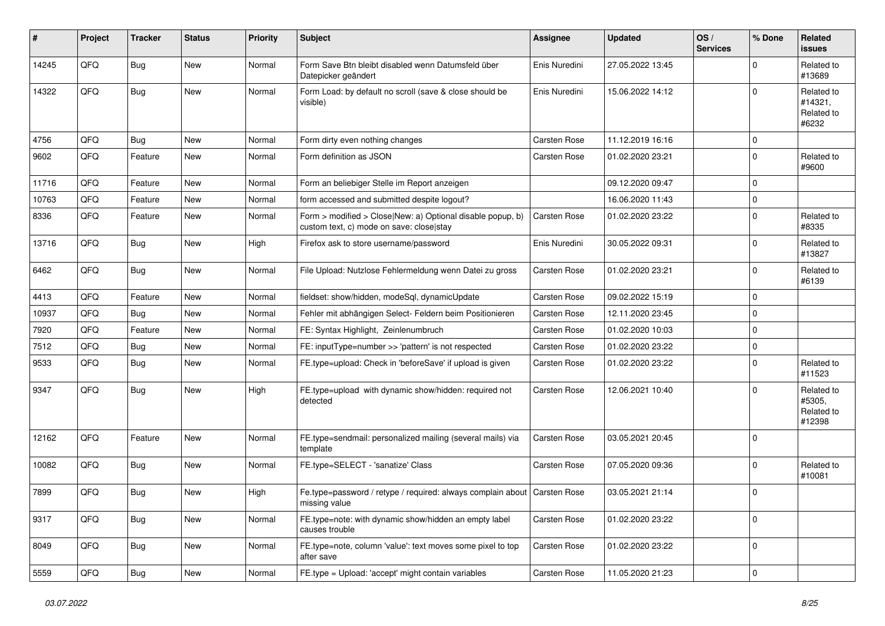| # | Project | Tracker | Status | Priority | Subject | Assignee | Updated | OS / Services | % Done | Related issues |
|---|---|---|---|---|---|---|---|---|---|---|
| 14245 | QFQ | Bug | New | Normal | Form Save Btn bleibt disabled wenn Datumsfeld über Datepicker geändert | Enis Nuredini | 27.05.2022 13:45 | | 0 | Related to #13689 |
| 14322 | QFQ | Bug | New | Normal | Form Load: by default no scroll (save & close should be visible) | Enis Nuredini | 15.06.2022 14:12 | | 0 | Related to #14321, Related to #6232 |
| 4756 | QFQ | Bug | New | Normal | Form dirty even nothing changes | Carsten Rose | 11.12.2019 16:16 | | 0 | |
| 9602 | QFQ | Feature | New | Normal | Form definition as JSON | Carsten Rose | 01.02.2020 23:21 | | 0 | Related to #9600 |
| 11716 | QFQ | Feature | New | Normal | Form an beliebiger Stelle im Report anzeigen | | 09.12.2020 09:47 | | 0 | |
| 10763 | QFQ | Feature | New | Normal | form accessed and submitted despite logout? | | 16.06.2020 11:43 | | 0 | |
| 8336 | QFQ | Feature | New | Normal | Form > modified > Close\|New: a) Optional disable popup, b) custom text, c) mode on save: close\|stay | Carsten Rose | 01.02.2020 23:22 | | 0 | Related to #8335 |
| 13716 | QFQ | Bug | New | High | Firefox ask to store username/password | Enis Nuredini | 30.05.2022 09:31 | | 0 | Related to #13827 |
| 6462 | QFQ | Bug | New | Normal | File Upload: Nutzlose Fehlermeldung wenn Datei zu gross | Carsten Rose | 01.02.2020 23:21 | | 0 | Related to #6139 |
| 4413 | QFQ | Feature | New | Normal | fieldset: show/hidden, modeSql, dynamicUpdate | Carsten Rose | 09.02.2022 15:19 | | 0 | |
| 10937 | QFQ | Bug | New | Normal | Fehler mit abhängigen Select- Feldern beim Positionieren | Carsten Rose | 12.11.2020 23:45 | | 0 | |
| 7920 | QFQ | Feature | New | Normal | FE: Syntax Highlight, Zeinlenumbruch | Carsten Rose | 01.02.2020 10:03 | | 0 | |
| 7512 | QFQ | Bug | New | Normal | FE: inputType=number >> 'pattern' is not respected | Carsten Rose | 01.02.2020 23:22 | | 0 | |
| 9533 | QFQ | Bug | New | Normal | FE.type=upload: Check in 'beforeSave' if upload is given | Carsten Rose | 01.02.2020 23:22 | | 0 | Related to #11523 |
| 9347 | QFQ | Bug | New | High | FE.type=upload with dynamic show/hidden: required not detected | Carsten Rose | 12.06.2021 10:40 | | 0 | Related to #5305, Related to #12398 |
| 12162 | QFQ | Feature | New | Normal | FE.type=sendmail: personalized mailing (several mails) via template | Carsten Rose | 03.05.2021 20:45 | | 0 | |
| 10082 | QFQ | Bug | New | Normal | FE.type=SELECT - 'sanatize' Class | Carsten Rose | 07.05.2020 09:36 | | 0 | Related to #10081 |
| 7899 | QFQ | Bug | New | High | Fe.type=password / retype / required: always complain about missing value | Carsten Rose | 03.05.2021 21:14 | | 0 | |
| 9317 | QFQ | Bug | New | Normal | FE.type=note: with dynamic show/hidden an empty label causes trouble | Carsten Rose | 01.02.2020 23:22 | | 0 | |
| 8049 | QFQ | Bug | New | Normal | FE.type=note, column 'value': text moves some pixel to top after save | Carsten Rose | 01.02.2020 23:22 | | 0 | |
| 5559 | QFQ | Bug | New | Normal | FE.type = Upload: 'accept' might contain variables | Carsten Rose | 11.05.2020 21:23 | | 0 | |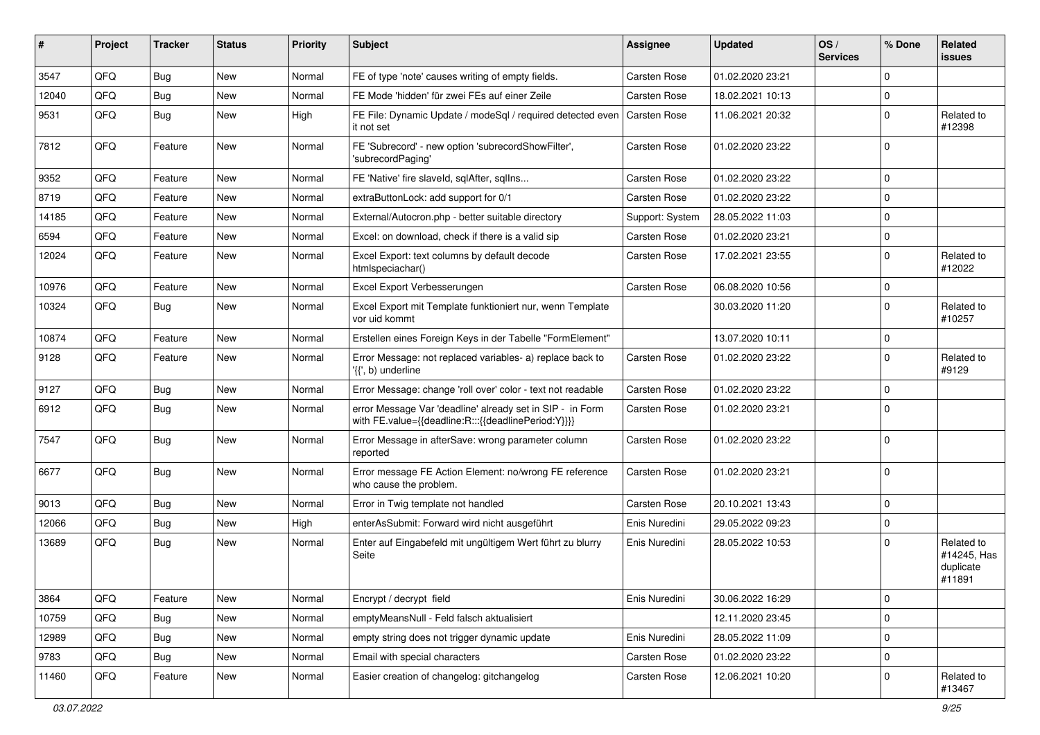| # | Project | Tracker | Status | Priority | Subject | Assignee | Updated | OS / Services | % Done | Related issues |
|---|---|---|---|---|---|---|---|---|---|---|
| 3547 | QFQ | Bug | New | Normal | FE of type 'note' causes writing of empty fields. | Carsten Rose | 01.02.2020 23:21 | | 0 | |
| 12040 | QFQ | Bug | New | Normal | FE Mode 'hidden' für zwei FEs auf einer Zeile | Carsten Rose | 18.02.2021 10:13 | | 0 | |
| 9531 | QFQ | Bug | New | High | FE File: Dynamic Update / modeSql / required detected even it not set | Carsten Rose | 11.06.2021 20:32 | | 0 | Related to #12398 |
| 7812 | QFQ | Feature | New | Normal | FE 'Subrecord' - new option 'subrecordShowFilter', 'subrecordPaging' | Carsten Rose | 01.02.2020 23:22 | | 0 | |
| 9352 | QFQ | Feature | New | Normal | FE 'Native' fire slaveId, sqlAfter, sqlIns... | Carsten Rose | 01.02.2020 23:22 | | 0 | |
| 8719 | QFQ | Feature | New | Normal | extraButtonLock: add support for 0/1 | Carsten Rose | 01.02.2020 23:22 | | 0 | |
| 14185 | QFQ | Feature | New | Normal | External/Autocron.php - better suitable directory | Support: System | 28.05.2022 11:03 | | 0 | |
| 6594 | QFQ | Feature | New | Normal | Excel: on download, check if there is a valid sip | Carsten Rose | 01.02.2020 23:21 | | 0 | |
| 12024 | QFQ | Feature | New | Normal | Excel Export: text columns by default decode htmlspeciachar() | Carsten Rose | 17.02.2021 23:55 | | 0 | Related to #12022 |
| 10976 | QFQ | Feature | New | Normal | Excel Export Verbesserungen | Carsten Rose | 06.08.2020 10:56 | | 0 | |
| 10324 | QFQ | Bug | New | Normal | Excel Export mit Template funktioniert nur, wenn Template vor uid kommt | | 30.03.2020 11:20 | | 0 | Related to #10257 |
| 10874 | QFQ | Feature | New | Normal | Erstellen eines Foreign Keys in der Tabelle "FormElement" | | 13.07.2020 10:11 | | 0 | |
| 9128 | QFQ | Feature | New | Normal | Error Message: not replaced variables- a) replace back to '{{', b) underline | Carsten Rose | 01.02.2020 23:22 | | 0 | Related to #9129 |
| 9127 | QFQ | Bug | New | Normal | Error Message: change 'roll over' color - text not readable | Carsten Rose | 01.02.2020 23:22 | | 0 | |
| 6912 | QFQ | Bug | New | Normal | error Message Var 'deadline' already set in SIP - in Form with FE.value={{deadline:R:::{{deadlinePeriod:Y}}}} | Carsten Rose | 01.02.2020 23:21 | | 0 | |
| 7547 | QFQ | Bug | New | Normal | Error Message in afterSave: wrong parameter column reported | Carsten Rose | 01.02.2020 23:22 | | 0 | |
| 6677 | QFQ | Bug | New | Normal | Error message FE Action Element: no/wrong FE reference who cause the problem. | Carsten Rose | 01.02.2020 23:21 | | 0 | |
| 9013 | QFQ | Bug | New | Normal | Error in Twig template not handled | Carsten Rose | 20.10.2021 13:43 | | 0 | |
| 12066 | QFQ | Bug | New | High | enterAsSubmit: Forward wird nicht ausgeführt | Enis Nuredini | 29.05.2022 09:23 | | 0 | |
| 13689 | QFQ | Bug | New | Normal | Enter auf Eingabefeld mit ungültigem Wert führt zu blurry Seite | Enis Nuredini | 28.05.2022 10:53 | | 0 | Related to #14245, Has duplicate #11891 |
| 3864 | QFQ | Feature | New | Normal | Encrypt / decrypt field | Enis Nuredini | 30.06.2022 16:29 | | 0 | |
| 10759 | QFQ | Bug | New | Normal | emptyMeansNull - Feld falsch aktualisiert | | 12.11.2020 23:45 | | 0 | |
| 12989 | QFQ | Bug | New | Normal | empty string does not trigger dynamic update | Enis Nuredini | 28.05.2022 11:09 | | 0 | |
| 9783 | QFQ | Bug | New | Normal | Email with special characters | Carsten Rose | 01.02.2020 23:22 | | 0 | |
| 11460 | QFQ | Feature | New | Normal | Easier creation of changelog: gitchangelog | Carsten Rose | 12.06.2021 10:20 | | 0 | Related to #13467 |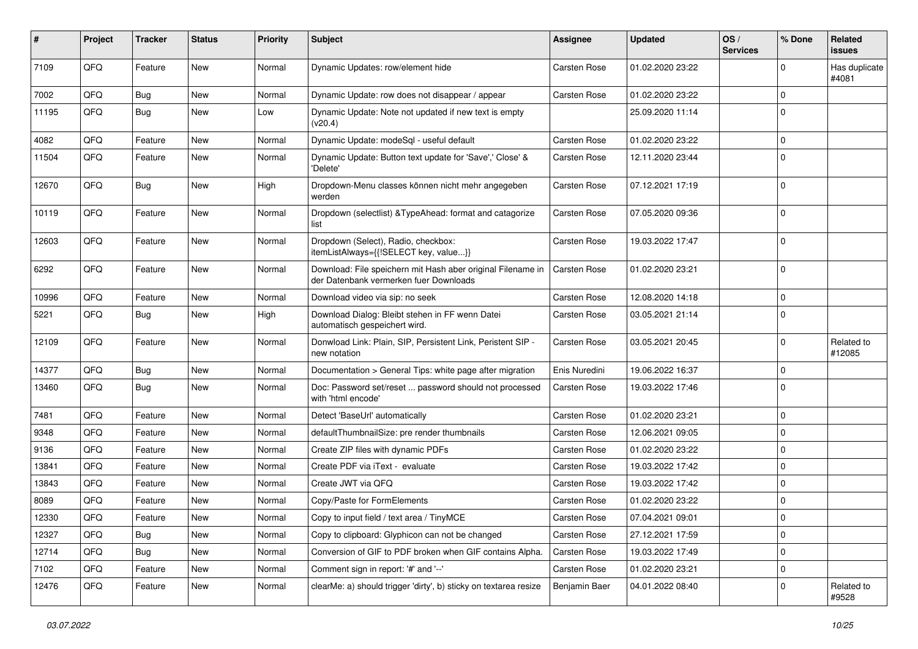| # | Project | Tracker | Status | Priority | Subject | Assignee | Updated | OS / Services | % Done | Related issues |
|---|---|---|---|---|---|---|---|---|---|---|
| 7109 | QFQ | Feature | New | Normal | Dynamic Updates: row/element hide | Carsten Rose | 01.02.2020 23:22 | | 0 | Has duplicate #4081 |
| 7002 | QFQ | Bug | New | Normal | Dynamic Update: row does not disappear / appear | Carsten Rose | 01.02.2020 23:22 | | 0 | |
| 11195 | QFQ | Bug | New | Low | Dynamic Update: Note not updated if new text is empty (v20.4) | | 25.09.2020 11:14 | | 0 | |
| 4082 | QFQ | Feature | New | Normal | Dynamic Update: modeSql - useful default | Carsten Rose | 01.02.2020 23:22 | | 0 | |
| 11504 | QFQ | Feature | New | Normal | Dynamic Update: Button text update for 'Save',' Close' & 'Delete' | Carsten Rose | 12.11.2020 23:44 | | 0 | |
| 12670 | QFQ | Bug | New | High | Dropdown-Menu classes können nicht mehr angegeben werden | Carsten Rose | 07.12.2021 17:19 | | 0 | |
| 10119 | QFQ | Feature | New | Normal | Dropdown (selectlist) &TypeAhead: format and catagorize list | Carsten Rose | 07.05.2020 09:36 | | 0 | |
| 12603 | QFQ | Feature | New | Normal | Dropdown (Select), Radio, checkbox: itemListAlways={{!SELECT key, value...}} | Carsten Rose | 19.03.2022 17:47 | | 0 | |
| 6292 | QFQ | Feature | New | Normal | Download: File speichern mit Hash aber original Filename in der Datenbank vermerken fuer Downloads | Carsten Rose | 01.02.2020 23:21 | | 0 | |
| 10996 | QFQ | Feature | New | Normal | Download video via sip: no seek | Carsten Rose | 12.08.2020 14:18 | | 0 | |
| 5221 | QFQ | Bug | New | High | Download Dialog: Bleibt stehen in FF wenn Datei automatisch gespeichert wird. | Carsten Rose | 03.05.2021 21:14 | | 0 | |
| 12109 | QFQ | Feature | New | Normal | Donwload Link: Plain, SIP, Persistent Link, Peristent SIP - new notation | Carsten Rose | 03.05.2021 20:45 | | 0 | Related to #12085 |
| 14377 | QFQ | Bug | New | Normal | Documentation > General Tips: white page after migration | Enis Nuredini | 19.06.2022 16:37 | | 0 | |
| 13460 | QFQ | Bug | New | Normal | Doc: Password set/reset ... password should not processed with 'html encode' | Carsten Rose | 19.03.2022 17:46 | | 0 | |
| 7481 | QFQ | Feature | New | Normal | Detect 'BaseUrl' automatically | Carsten Rose | 01.02.2020 23:21 | | 0 | |
| 9348 | QFQ | Feature | New | Normal | defaultThumbnailSize: pre render thumbnails | Carsten Rose | 12.06.2021 09:05 | | 0 | |
| 9136 | QFQ | Feature | New | Normal | Create ZIP files with dynamic PDFs | Carsten Rose | 01.02.2020 23:22 | | 0 | |
| 13841 | QFQ | Feature | New | Normal | Create PDF via iText - evaluate | Carsten Rose | 19.03.2022 17:42 | | 0 | |
| 13843 | QFQ | Feature | New | Normal | Create JWT via QFQ | Carsten Rose | 19.03.2022 17:42 | | 0 | |
| 8089 | QFQ | Feature | New | Normal | Copy/Paste for FormElements | Carsten Rose | 01.02.2020 23:22 | | 0 | |
| 12330 | QFQ | Feature | New | Normal | Copy to input field / text area / TinyMCE | Carsten Rose | 07.04.2021 09:01 | | 0 | |
| 12327 | QFQ | Bug | New | Normal | Copy to clipboard: Glyphicon can not be changed | Carsten Rose | 27.12.2021 17:59 | | 0 | |
| 12714 | QFQ | Bug | New | Normal | Conversion of GIF to PDF broken when GIF contains Alpha. | Carsten Rose | 19.03.2022 17:49 | | 0 | |
| 7102 | QFQ | Feature | New | Normal | Comment sign in report: '#' and '--' | Carsten Rose | 01.02.2020 23:21 | | 0 | |
| 12476 | QFQ | Feature | New | Normal | clearMe: a) should trigger 'dirty', b) sticky on textarea resize | Benjamin Baer | 04.01.2022 08:40 | | 0 | Related to #9528 |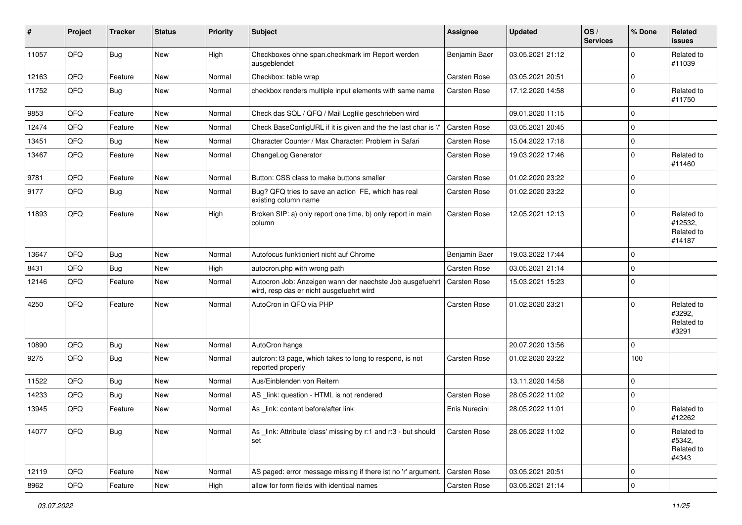| # | Project | Tracker | Status | Priority | Subject | Assignee | Updated | OS / Services | % Done | Related issues |
|---|---|---|---|---|---|---|---|---|---|---|
| 11057 | QFQ | Bug | New | High | Checkboxes ohne span.checkmark im Report werden ausgeblendet | Benjamin Baer | 03.05.2021 21:12 | | 0 | Related to #11039 |
| 12163 | QFQ | Feature | New | Normal | Checkbox: table wrap | Carsten Rose | 03.05.2021 20:51 | | 0 | |
| 11752 | QFQ | Bug | New | Normal | checkbox renders multiple input elements with same name | Carsten Rose | 17.12.2020 14:58 | | 0 | Related to #11750 |
| 9853 | QFQ | Feature | New | Normal | Check das SQL / QFQ / Mail Logfile geschrieben wird | | 09.01.2020 11:15 | | 0 | |
| 12474 | QFQ | Feature | New | Normal | Check BaseConfigURL if it is given and the the last char is '/' | Carsten Rose | 03.05.2021 20:45 | | 0 | |
| 13451 | QFQ | Bug | New | Normal | Character Counter / Max Character: Problem in Safari | Carsten Rose | 15.04.2022 17:18 | | 0 | |
| 13467 | QFQ | Feature | New | Normal | ChangeLog Generator | Carsten Rose | 19.03.2022 17:46 | | 0 | Related to #11460 |
| 9781 | QFQ | Feature | New | Normal | Button: CSS class to make buttons smaller | Carsten Rose | 01.02.2020 23:22 | | 0 | |
| 9177 | QFQ | Bug | New | Normal | Bug? QFQ tries to save an action FE, which has real existing column name | Carsten Rose | 01.02.2020 23:22 | | 0 | |
| 11893 | QFQ | Feature | New | High | Broken SIP: a) only report one time, b) only report in main column | Carsten Rose | 12.05.2021 12:13 | | 0 | Related to #12532, Related to #14187 |
| 13647 | QFQ | Bug | New | Normal | Autofocus funktioniert nicht auf Chrome | Benjamin Baer | 19.03.2022 17:44 | | 0 | |
| 8431 | QFQ | Bug | New | High | autocron.php with wrong path | Carsten Rose | 03.05.2021 21:14 | | 0 | |
| 12146 | QFQ | Feature | New | Normal | Autocron Job: Anzeigen wann der naechste Job ausgefuehrt wird, resp das er nicht ausgefuehrt wird | Carsten Rose | 15.03.2021 15:23 | | 0 | |
| 4250 | QFQ | Feature | New | Normal | AutoCron in QFQ via PHP | Carsten Rose | 01.02.2020 23:21 | | 0 | Related to #3292, Related to #3291 |
| 10890 | QFQ | Bug | New | Normal | AutoCron hangs | | 20.07.2020 13:56 | | 0 | |
| 9275 | QFQ | Bug | New | Normal | autcron: t3 page, which takes to long to respond, is not reported properly | Carsten Rose | 01.02.2020 23:22 | | 100 | |
| 11522 | QFQ | Bug | New | Normal | Aus/Einblenden von Reitern | | 13.11.2020 14:58 | | 0 | |
| 14233 | QFQ | Bug | New | Normal | AS _link: question - HTML is not rendered | Carsten Rose | 28.05.2022 11:02 | | 0 | |
| 13945 | QFQ | Feature | New | Normal | As _link: content before/after link | Enis Nuredini | 28.05.2022 11:01 | | 0 | Related to #12262 |
| 14077 | QFQ | Bug | New | Normal | As _link: Attribute 'class' missing by r:1 and r:3 - but should set | Carsten Rose | 28.05.2022 11:02 | | 0 | Related to #5342, Related to #4343 |
| 12119 | QFQ | Feature | New | Normal | AS paged: error message missing if there ist no 'r' argument. | Carsten Rose | 03.05.2021 20:51 | | 0 | |
| 8962 | QFQ | Feature | New | High | allow for form fields with identical names | Carsten Rose | 03.05.2021 21:14 | | 0 | |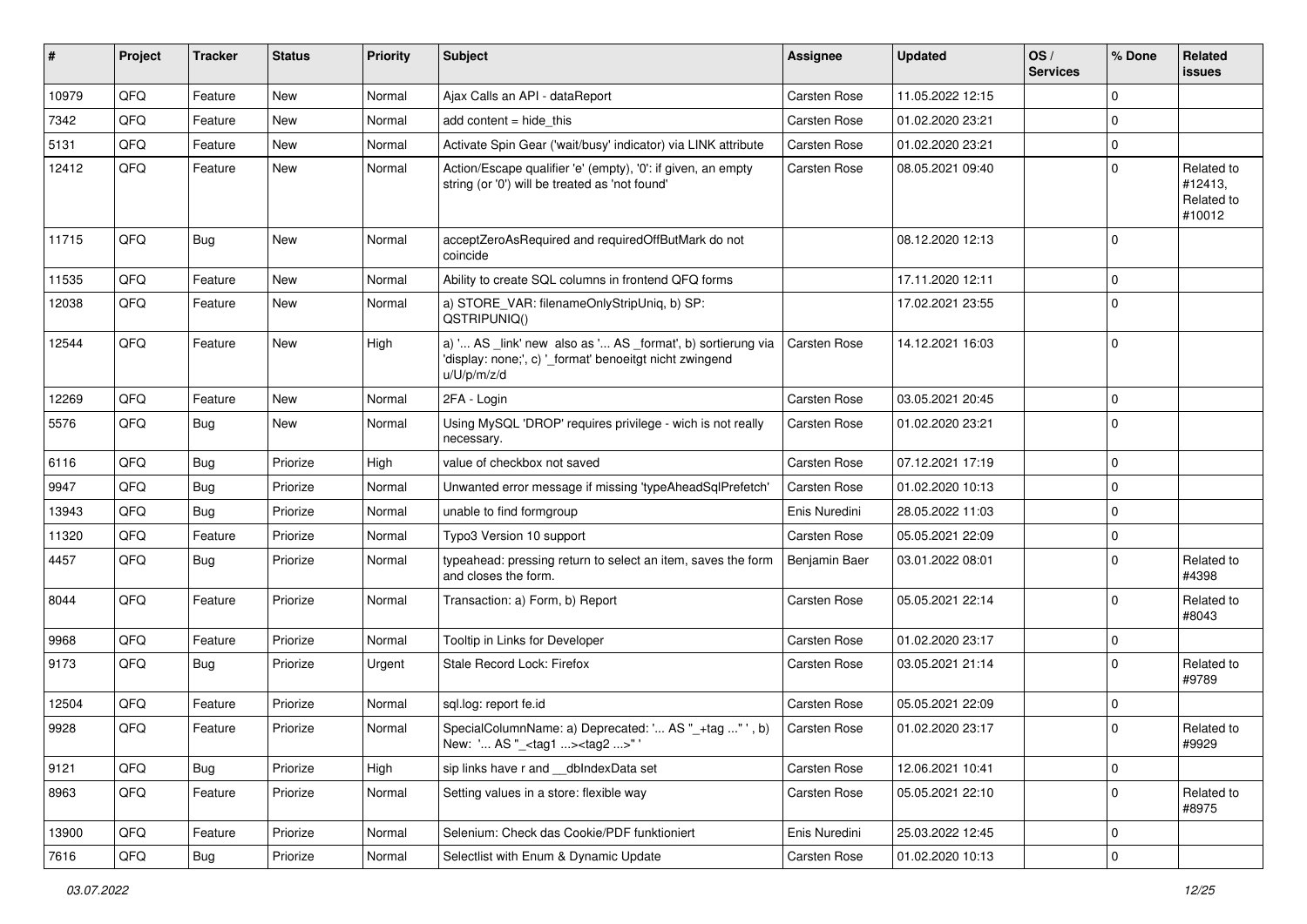| # | Project | Tracker | Status | Priority | Subject | Assignee | Updated | OS / Services | % Done | Related issues |
|---|---|---|---|---|---|---|---|---|---|---|
| 10979 | QFQ | Feature | New | Normal | Ajax Calls an API - dataReport | Carsten Rose | 11.05.2022 12:15 | | 0 | |
| 7342 | QFQ | Feature | New | Normal | add content = hide_this | Carsten Rose | 01.02.2020 23:21 | | 0 | |
| 5131 | QFQ | Feature | New | Normal | Activate Spin Gear ('wait/busy' indicator) via LINK attribute | Carsten Rose | 01.02.2020 23:21 | | 0 | |
| 12412 | QFQ | Feature | New | Normal | Action/Escape qualifier 'e' (empty), '0': if given, an empty string (or '0') will be treated as 'not found' | Carsten Rose | 08.05.2021 09:40 | | 0 | Related to #12413, Related to #10012 |
| 11715 | QFQ | Bug | New | Normal | acceptZeroAsRequired and requiredOffButMark do not coincide | | 08.12.2020 12:13 | | 0 | |
| 11535 | QFQ | Feature | New | Normal | Ability to create SQL columns in frontend QFQ forms | | 17.11.2020 12:11 | | 0 | |
| 12038 | QFQ | Feature | New | Normal | a) STORE_VAR: filenameOnlyStripUniq, b) SP: QSTRIPUNIQ() | | 17.02.2021 23:55 | | 0 | |
| 12544 | QFQ | Feature | New | High | a) '... AS _link' new also as '... AS _format', b) sortierung via 'display: none;', c) '_format' benoeitgt nicht zwingend u/U/p/m/z/d | Carsten Rose | 14.12.2021 16:03 | | 0 | |
| 12269 | QFQ | Feature | New | Normal | 2FA - Login | Carsten Rose | 03.05.2021 20:45 | | 0 | |
| 5576 | QFQ | Bug | New | Normal | Using MySQL 'DROP' requires privilege - wich is not really necessary. | Carsten Rose | 01.02.2020 23:21 | | 0 | |
| 6116 | QFQ | Bug | Priorize | High | value of checkbox not saved | Carsten Rose | 07.12.2021 17:19 | | 0 | |
| 9947 | QFQ | Bug | Priorize | Normal | Unwanted error message if missing 'typeAheadSqlPrefetch' | Carsten Rose | 01.02.2020 10:13 | | 0 | |
| 13943 | QFQ | Bug | Priorize | Normal | unable to find formgroup | Enis Nuredini | 28.05.2022 11:03 | | 0 | |
| 11320 | QFQ | Feature | Priorize | Normal | Typo3 Version 10 support | Carsten Rose | 05.05.2021 22:09 | | 0 | |
| 4457 | QFQ | Bug | Priorize | Normal | typeahead: pressing return to select an item, saves the form and closes the form. | Benjamin Baer | 03.01.2022 08:01 | | 0 | Related to #4398 |
| 8044 | QFQ | Feature | Priorize | Normal | Transaction: a) Form, b) Report | Carsten Rose | 05.05.2021 22:14 | | 0 | Related to #8043 |
| 9968 | QFQ | Feature | Priorize | Normal | Tooltip in Links for Developer | Carsten Rose | 01.02.2020 23:17 | | 0 | |
| 9173 | QFQ | Bug | Priorize | Urgent | Stale Record Lock: Firefox | Carsten Rose | 03.05.2021 21:14 | | 0 | Related to #9789 |
| 12504 | QFQ | Feature | Priorize | Normal | sql.log: report fe.id | Carsten Rose | 05.05.2021 22:09 | | 0 | |
| 9928 | QFQ | Feature | Priorize | Normal | SpecialColumnName: a) Deprecated: '... AS "_+tag ..." ', b) New: '... AS "_<tag1 ...><tag2 ...>" ' | Carsten Rose | 01.02.2020 23:17 | | 0 | Related to #9929 |
| 9121 | QFQ | Bug | Priorize | High | sip links have r and __dbIndexData set | Carsten Rose | 12.06.2021 10:41 | | 0 | |
| 8963 | QFQ | Feature | Priorize | Normal | Setting values in a store: flexible way | Carsten Rose | 05.05.2021 22:10 | | 0 | Related to #8975 |
| 13900 | QFQ | Feature | Priorize | Normal | Selenium: Check das Cookie/PDF funktioniert | Enis Nuredini | 25.03.2022 12:45 | | 0 | |
| 7616 | QFQ | Bug | Priorize | Normal | Selectlist with Enum & Dynamic Update | Carsten Rose | 01.02.2020 10:13 | | 0 | |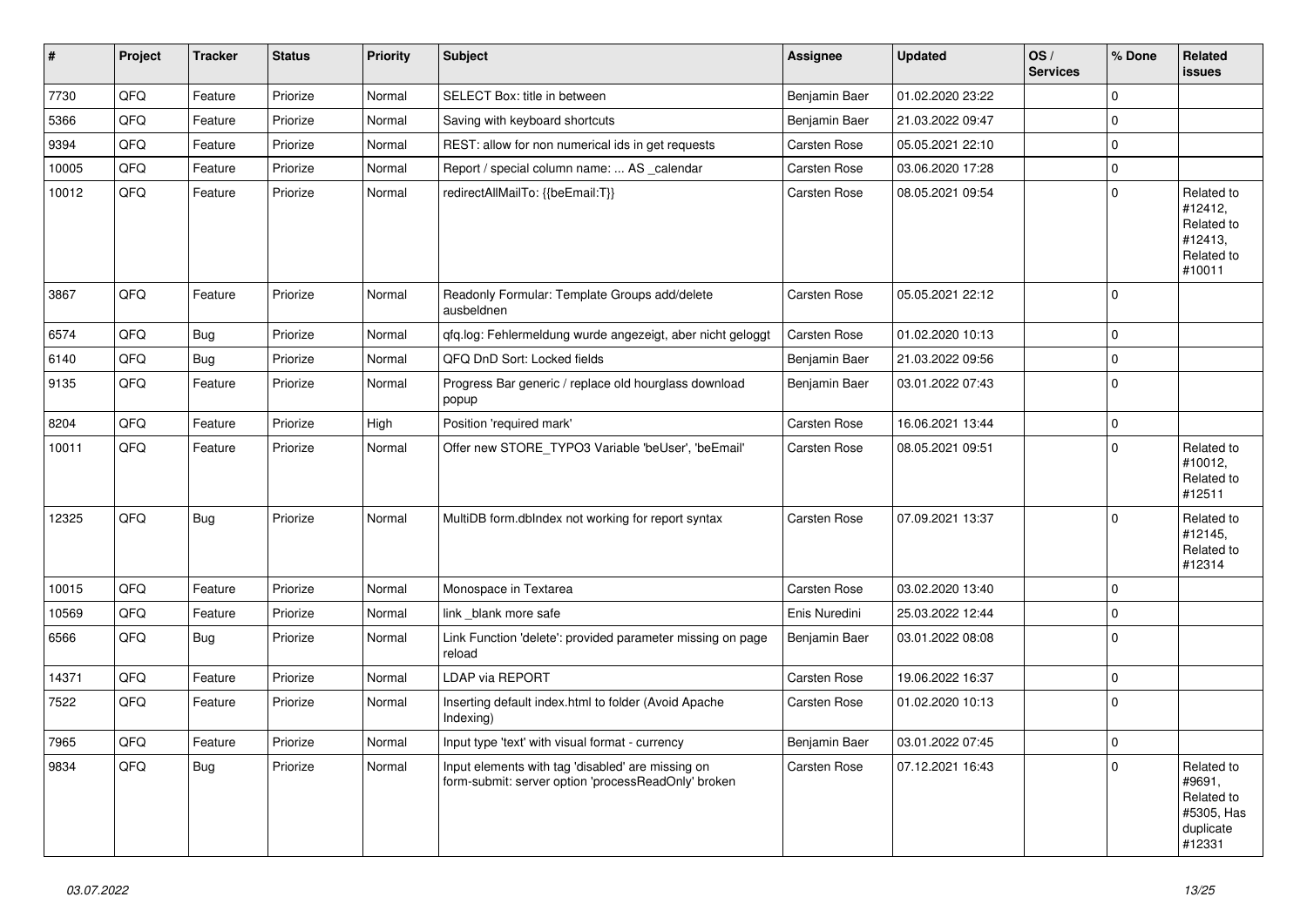| # | Project | Tracker | Status | Priority | Subject | Assignee | Updated | OS / Services | % Done | Related issues |
|---|---|---|---|---|---|---|---|---|---|---|
| 7730 | QFQ | Feature | Priorize | Normal | SELECT Box: title in between | Benjamin Baer | 01.02.2020 23:22 | | 0 | |
| 5366 | QFQ | Feature | Priorize | Normal | Saving with keyboard shortcuts | Benjamin Baer | 21.03.2022 09:47 | | 0 | |
| 9394 | QFQ | Feature | Priorize | Normal | REST: allow for non numerical ids in get requests | Carsten Rose | 05.05.2021 22:10 | | 0 | |
| 10005 | QFQ | Feature | Priorize | Normal | Report / special column name: ... AS _calendar | Carsten Rose | 03.06.2020 17:28 | | 0 | |
| 10012 | QFQ | Feature | Priorize | Normal | redirectAllMailTo: {{beEmail:T}} | Carsten Rose | 08.05.2021 09:54 | | 0 | Related to #12412, Related to #12413, Related to #10011 |
| 3867 | QFQ | Feature | Priorize | Normal | Readonly Formular: Template Groups add/delete ausbeldnen | Carsten Rose | 05.05.2021 22:12 | | 0 | |
| 6574 | QFQ | Bug | Priorize | Normal | qfq.log: Fehlermeldung wurde angezeigt, aber nicht geloggt | Carsten Rose | 01.02.2020 10:13 | | 0 | |
| 6140 | QFQ | Bug | Priorize | Normal | QFQ DnD Sort: Locked fields | Benjamin Baer | 21.03.2022 09:56 | | 0 | |
| 9135 | QFQ | Feature | Priorize | Normal | Progress Bar generic / replace old hourglass download popup | Benjamin Baer | 03.01.2022 07:43 | | 0 | |
| 8204 | QFQ | Feature | Priorize | High | Position 'required mark' | Carsten Rose | 16.06.2021 13:44 | | 0 | |
| 10011 | QFQ | Feature | Priorize | Normal | Offer new STORE_TYPO3 Variable 'beUser', 'beEmail' | Carsten Rose | 08.05.2021 09:51 | | 0 | Related to #10012, Related to #12511 |
| 12325 | QFQ | Bug | Priorize | Normal | MultiDB form.dbIndex not working for report syntax | Carsten Rose | 07.09.2021 13:37 | | 0 | Related to #12145, Related to #12314 |
| 10015 | QFQ | Feature | Priorize | Normal | Monospace in Textarea | Carsten Rose | 03.02.2020 13:40 | | 0 | |
| 10569 | QFQ | Feature | Priorize | Normal | link _blank more safe | Enis Nuredini | 25.03.2022 12:44 | | 0 | |
| 6566 | QFQ | Bug | Priorize | Normal | Link Function 'delete': provided parameter missing on page reload | Benjamin Baer | 03.01.2022 08:08 | | 0 | |
| 14371 | QFQ | Feature | Priorize | Normal | LDAP via REPORT | Carsten Rose | 19.06.2022 16:37 | | 0 | |
| 7522 | QFQ | Feature | Priorize | Normal | Inserting default index.html to folder (Avoid Apache Indexing) | Carsten Rose | 01.02.2020 10:13 | | 0 | |
| 7965 | QFQ | Feature | Priorize | Normal | Input type 'text' with visual format - currency | Benjamin Baer | 03.01.2022 07:45 | | 0 | |
| 9834 | QFQ | Bug | Priorize | Normal | Input elements with tag 'disabled' are missing on form-submit: server option 'processReadOnly' broken | Carsten Rose | 07.12.2021 16:43 | | 0 | Related to #9691, Related to #5305, Has duplicate #12331 |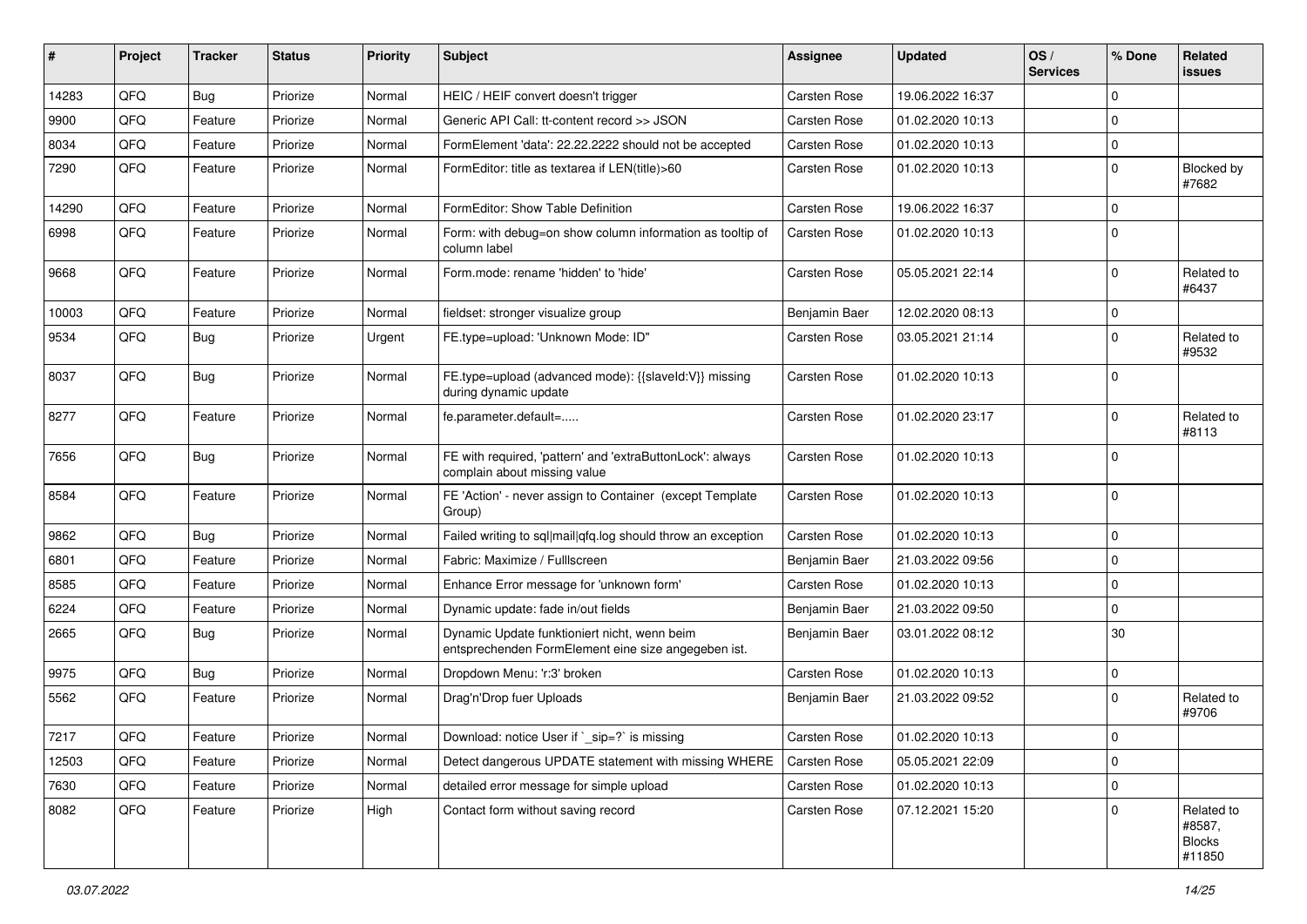| # | Project | Tracker | Status | Priority | Subject | Assignee | Updated | OS / Services | % Done | Related issues |
|---|---|---|---|---|---|---|---|---|---|---|
| 14283 | QFQ | Bug | Priorize | Normal | HEIC / HEIF convert doesn't trigger | Carsten Rose | 19.06.2022 16:37 | | 0 | |
| 9900 | QFQ | Feature | Priorize | Normal | Generic API Call: tt-content record >> JSON | Carsten Rose | 01.02.2020 10:13 | | 0 | |
| 8034 | QFQ | Feature | Priorize | Normal | FormElement 'data': 22.22.2222 should not be accepted | Carsten Rose | 01.02.2020 10:13 | | 0 | |
| 7290 | QFQ | Feature | Priorize | Normal | FormEditor: title as textarea if LEN(title)>60 | Carsten Rose | 01.02.2020 10:13 | | 0 | Blocked by #7682 |
| 14290 | QFQ | Feature | Priorize | Normal | FormEditor: Show Table Definition | Carsten Rose | 19.06.2022 16:37 | | 0 | |
| 6998 | QFQ | Feature | Priorize | Normal | Form: with debug=on show column information as tooltip of column label | Carsten Rose | 01.02.2020 10:13 | | 0 | |
| 9668 | QFQ | Feature | Priorize | Normal | Form.mode: rename 'hidden' to 'hide' | Carsten Rose | 05.05.2021 22:14 | | 0 | Related to #6437 |
| 10003 | QFQ | Feature | Priorize | Normal | fieldset: stronger visualize group | Benjamin Baer | 12.02.2020 08:13 | | 0 | |
| 9534 | QFQ | Bug | Priorize | Urgent | FE.type=upload: 'Unknown Mode: ID" | Carsten Rose | 03.05.2021 21:14 | | 0 | Related to #9532 |
| 8037 | QFQ | Bug | Priorize | Normal | FE.type=upload (advanced mode): {{slaveId:V}} missing during dynamic update | Carsten Rose | 01.02.2020 10:13 | | 0 | |
| 8277 | QFQ | Feature | Priorize | Normal | fe.parameter.default=..... | Carsten Rose | 01.02.2020 23:17 | | 0 | Related to #8113 |
| 7656 | QFQ | Bug | Priorize | Normal | FE with required, 'pattern' and 'extraButtonLock': always complain about missing value | Carsten Rose | 01.02.2020 10:13 | | 0 | |
| 8584 | QFQ | Feature | Priorize | Normal | FE 'Action' - never assign to Container (except Template Group) | Carsten Rose | 01.02.2020 10:13 | | 0 | |
| 9862 | QFQ | Bug | Priorize | Normal | Failed writing to sql\|mail\|qfq.log should throw an exception | Carsten Rose | 01.02.2020 10:13 | | 0 | |
| 6801 | QFQ | Feature | Priorize | Normal | Fabric: Maximize / Fulllscreen | Benjamin Baer | 21.03.2022 09:56 | | 0 | |
| 8585 | QFQ | Feature | Priorize | Normal | Enhance Error message for 'unknown form' | Carsten Rose | 01.02.2020 10:13 | | 0 | |
| 6224 | QFQ | Feature | Priorize | Normal | Dynamic update: fade in/out fields | Benjamin Baer | 21.03.2022 09:50 | | 0 | |
| 2665 | QFQ | Bug | Priorize | Normal | Dynamic Update funktioniert nicht, wenn beim entsprechenden FormElement eine size angegeben ist. | Benjamin Baer | 03.01.2022 08:12 | | 30 | |
| 9975 | QFQ | Bug | Priorize | Normal | Dropdown Menu: 'r:3' broken | Carsten Rose | 01.02.2020 10:13 | | 0 | |
| 5562 | QFQ | Feature | Priorize | Normal | Drag'n'Drop fuer Uploads | Benjamin Baer | 21.03.2022 09:52 | | 0 | Related to #9706 |
| 7217 | QFQ | Feature | Priorize | Normal | Download: notice User if `_sip=?` is missing | Carsten Rose | 01.02.2020 10:13 | | 0 | |
| 12503 | QFQ | Feature | Priorize | Normal | Detect dangerous UPDATE statement with missing WHERE | Carsten Rose | 05.05.2021 22:09 | | 0 | |
| 7630 | QFQ | Feature | Priorize | Normal | detailed error message for simple upload | Carsten Rose | 01.02.2020 10:13 | | 0 | |
| 8082 | QFQ | Feature | Priorize | High | Contact form without saving record | Carsten Rose | 07.12.2021 15:20 | | 0 | Related to #8587, Blocks #11850 |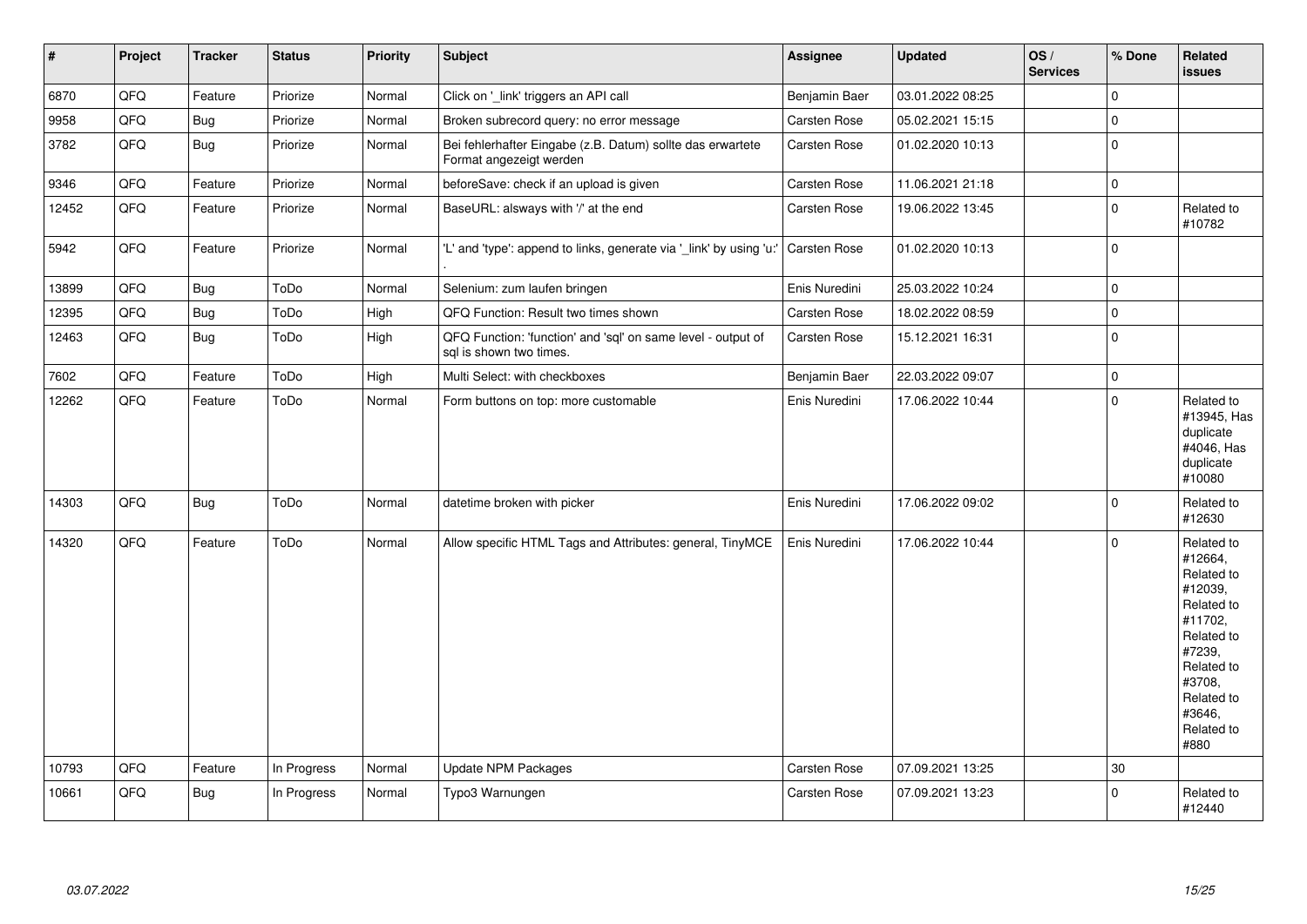| # | Project | Tracker | Status | Priority | Subject | Assignee | Updated | OS / Services | % Done | Related issues |
|---|---|---|---|---|---|---|---|---|---|---|
| 6870 | QFQ | Feature | Priorize | Normal | Click on '_link' triggers an API call | Benjamin Baer | 03.01.2022 08:25 | | 0 | |
| 9958 | QFQ | Bug | Priorize | Normal | Broken subrecord query: no error message | Carsten Rose | 05.02.2021 15:15 | | 0 | |
| 3782 | QFQ | Bug | Priorize | Normal | Bei fehlerhafter Eingabe (z.B. Datum) sollte das erwartete Format angezeigt werden | Carsten Rose | 01.02.2020 10:13 | | 0 | |
| 9346 | QFQ | Feature | Priorize | Normal | beforeSave: check if an upload is given | Carsten Rose | 11.06.2021 21:18 | | 0 | |
| 12452 | QFQ | Feature | Priorize | Normal | BaseURL: alsways with '/' at the end | Carsten Rose | 19.06.2022 13:45 | | 0 | Related to #10782 |
| 5942 | QFQ | Feature | Priorize | Normal | 'L' and 'type': append to links, generate via '_link' by using 'u:' . | Carsten Rose | 01.02.2020 10:13 | | 0 | |
| 13899 | QFQ | Bug | ToDo | Normal | Selenium: zum laufen bringen | Enis Nuredini | 25.03.2022 10:24 | | 0 | |
| 12395 | QFQ | Bug | ToDo | High | QFQ Function: Result two times shown | Carsten Rose | 18.02.2022 08:59 | | 0 | |
| 12463 | QFQ | Bug | ToDo | High | QFQ Function: 'function' and 'sql' on same level - output of sql is shown two times. | Carsten Rose | 15.12.2021 16:31 | | 0 | |
| 7602 | QFQ | Feature | ToDo | High | Multi Select: with checkboxes | Benjamin Baer | 22.03.2022 09:07 | | 0 | |
| 12262 | QFQ | Feature | ToDo | Normal | Form buttons on top: more customable | Enis Nuredini | 17.06.2022 10:44 | | 0 | Related to #13945, Has duplicate #4046, Has duplicate #10080 |
| 14303 | QFQ | Bug | ToDo | Normal | datetime broken with picker | Enis Nuredini | 17.06.2022 09:02 | | 0 | Related to #12630 |
| 14320 | QFQ | Feature | ToDo | Normal | Allow specific HTML Tags and Attributes: general, TinyMCE | Enis Nuredini | 17.06.2022 10:44 | | 0 | Related to #12664, Related to #12039, Related to #11702, Related to #7239, Related to #3708, Related to #3646, Related to #880 |
| 10793 | QFQ | Feature | In Progress | Normal | Update NPM Packages | Carsten Rose | 07.09.2021 13:25 | | 30 | |
| 10661 | QFQ | Bug | In Progress | Normal | Typo3 Warnungen | Carsten Rose | 07.09.2021 13:23 | | 0 | Related to #12440 |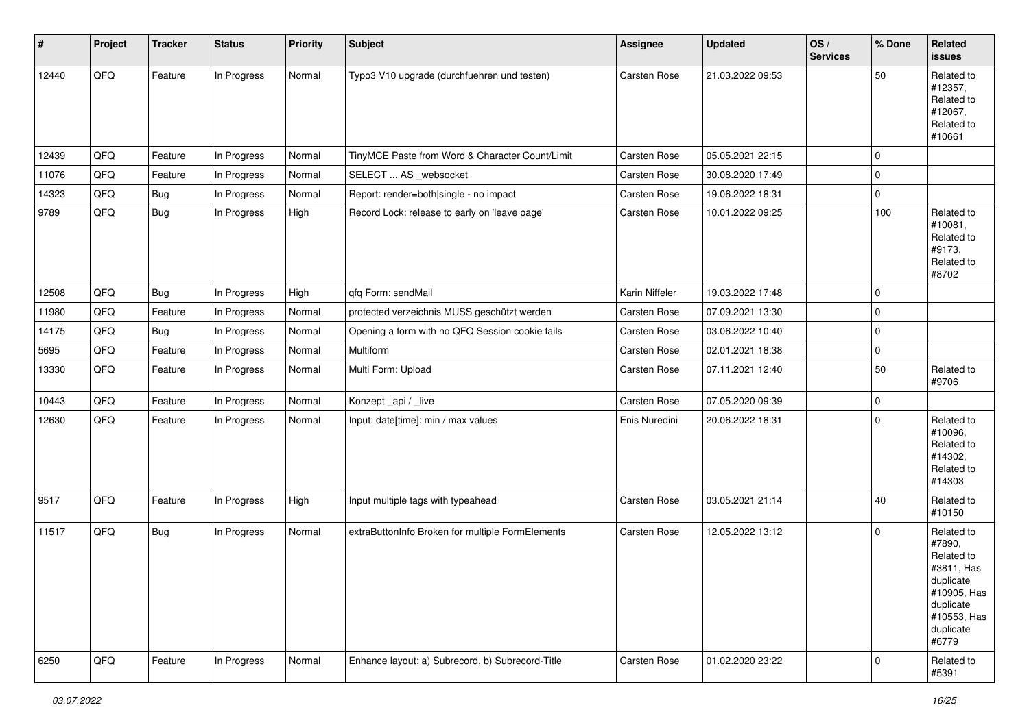| # | Project | Tracker | Status | Priority | Subject | Assignee | Updated | OS / Services | % Done | Related issues |
|---|---|---|---|---|---|---|---|---|---|---|
| 12440 | QFQ | Feature | In Progress | Normal | Typo3 V10 upgrade (durchfuehren und testen) | Carsten Rose | 21.03.2022 09:53 | | 50 | Related to #12357, Related to #12067, Related to #10661 |
| 12439 | QFQ | Feature | In Progress | Normal | TinyMCE Paste from Word & Character Count/Limit | Carsten Rose | 05.05.2021 22:15 | | 0 | |
| 11076 | QFQ | Feature | In Progress | Normal | SELECT ... AS _websocket | Carsten Rose | 30.08.2020 17:49 | | 0 | |
| 14323 | QFQ | Bug | In Progress | Normal | Report: render=both\|single - no impact | Carsten Rose | 19.06.2022 18:31 | | 0 | |
| 9789 | QFQ | Bug | In Progress | High | Record Lock: release to early on 'leave page' | Carsten Rose | 10.01.2022 09:25 | | 100 | Related to #10081, Related to #9173, Related to #8702 |
| 12508 | QFQ | Bug | In Progress | High | qfq Form: sendMail | Karin Niffeler | 19.03.2022 17:48 | | 0 | |
| 11980 | QFQ | Feature | In Progress | Normal | protected verzeichnis MUSS geschützt werden | Carsten Rose | 07.09.2021 13:30 | | 0 | |
| 14175 | QFQ | Bug | In Progress | Normal | Opening a form with no QFQ Session cookie fails | Carsten Rose | 03.06.2022 10:40 | | 0 | |
| 5695 | QFQ | Feature | In Progress | Normal | Multiform | Carsten Rose | 02.01.2021 18:38 | | 0 | |
| 13330 | QFQ | Feature | In Progress | Normal | Multi Form: Upload | Carsten Rose | 07.11.2021 12:40 | | 50 | Related to #9706 |
| 10443 | QFQ | Feature | In Progress | Normal | Konzept _api / _live | Carsten Rose | 07.05.2020 09:39 | | 0 | |
| 12630 | QFQ | Feature | In Progress | Normal | Input: date[time]: min / max values | Enis Nuredini | 20.06.2022 18:31 | | 0 | Related to #10096, Related to #14302, Related to #14303 |
| 9517 | QFQ | Feature | In Progress | High | Input multiple tags with typeahead | Carsten Rose | 03.05.2021 21:14 | | 40 | Related to #10150 |
| 11517 | QFQ | Bug | In Progress | Normal | extraButtonInfo Broken for multiple FormElements | Carsten Rose | 12.05.2022 13:12 | | 0 | Related to #7890, Related to #3811, Has duplicate #10905, Has duplicate #10553, Has duplicate #6779 |
| 6250 | QFQ | Feature | In Progress | Normal | Enhance layout: a) Subrecord, b) Subrecord-Title | Carsten Rose | 01.02.2020 23:22 | | 0 | Related to #5391 |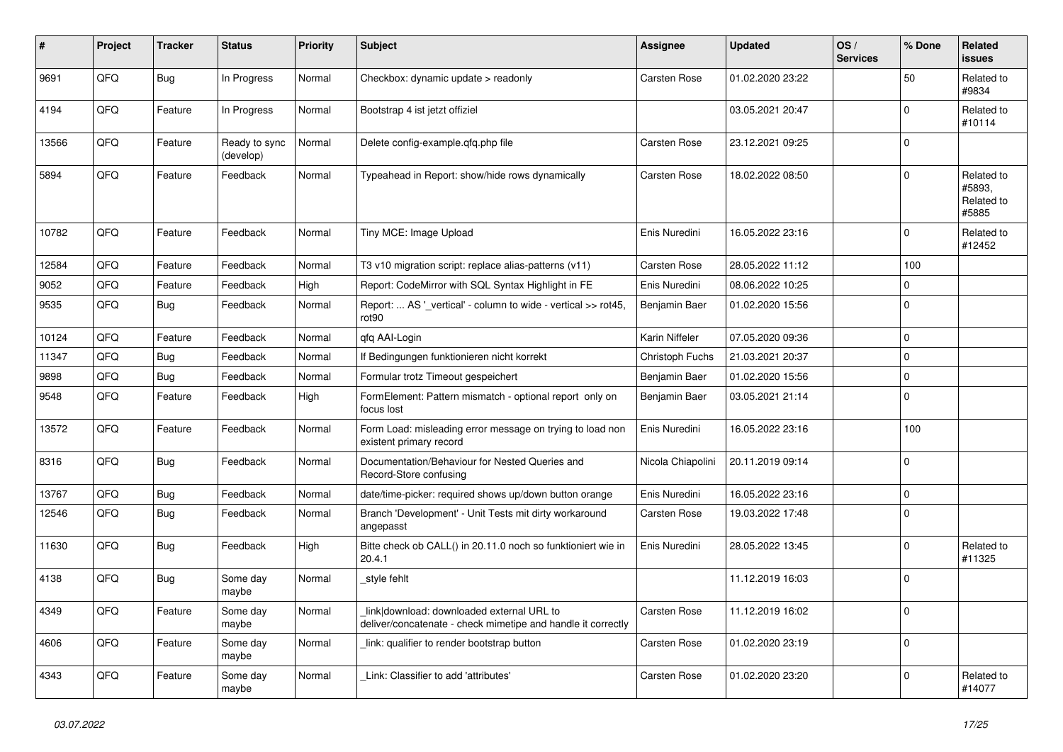| # | Project | Tracker | Status | Priority | Subject | Assignee | Updated | OS / Services | % Done | Related issues |
|---|---|---|---|---|---|---|---|---|---|---|
| 9691 | QFQ | Bug | In Progress | Normal | Checkbox: dynamic update > readonly | Carsten Rose | 01.02.2020 23:22 | | 50 | Related to #9834 |
| 4194 | QFQ | Feature | In Progress | Normal | Bootstrap 4 ist jetzt offiziel | | 03.05.2021 20:47 | | 0 | Related to #10114 |
| 13566 | QFQ | Feature | Ready to sync (develop) | Normal | Delete config-example.qfq.php file | Carsten Rose | 23.12.2021 09:25 | | 0 | |
| 5894 | QFQ | Feature | Feedback | Normal | Typeahead in Report: show/hide rows dynamically | Carsten Rose | 18.02.2022 08:50 | | 0 | Related to #5893, Related to #5885 |
| 10782 | QFQ | Feature | Feedback | Normal | Tiny MCE: Image Upload | Enis Nuredini | 16.05.2022 23:16 | | 0 | Related to #12452 |
| 12584 | QFQ | Feature | Feedback | Normal | T3 v10 migration script: replace alias-patterns (v11) | Carsten Rose | 28.05.2022 11:12 | | 100 | |
| 9052 | QFQ | Feature | Feedback | High | Report: CodeMirror with SQL Syntax Highlight in FE | Enis Nuredini | 08.06.2022 10:25 | | 0 | |
| 9535 | QFQ | Bug | Feedback | Normal | Report: ... AS '_vertical' - column to wide - vertical >> rot45, rot90 | Benjamin Baer | 01.02.2020 15:56 | | 0 | |
| 10124 | QFQ | Feature | Feedback | Normal | qfq AAI-Login | Karin Niffeler | 07.05.2020 09:36 | | 0 | |
| 11347 | QFQ | Bug | Feedback | Normal | If Bedingungen funktionieren nicht korrekt | Christoph Fuchs | 21.03.2021 20:37 | | 0 | |
| 9898 | QFQ | Bug | Feedback | Normal | Formular trotz Timeout gespeichert | Benjamin Baer | 01.02.2020 15:56 | | 0 | |
| 9548 | QFQ | Feature | Feedback | High | FormElement: Pattern mismatch - optional report only on focus lost | Benjamin Baer | 03.05.2021 21:14 | | 0 | |
| 13572 | QFQ | Feature | Feedback | Normal | Form Load: misleading error message on trying to load non existent primary record | Enis Nuredini | 16.05.2022 23:16 | | 100 | |
| 8316 | QFQ | Bug | Feedback | Normal | Documentation/Behaviour for Nested Queries and Record-Store confusing | Nicola Chiapolini | 20.11.2019 09:14 | | 0 | |
| 13767 | QFQ | Bug | Feedback | Normal | date/time-picker: required shows up/down button orange | Enis Nuredini | 16.05.2022 23:16 | | 0 | |
| 12546 | QFQ | Bug | Feedback | Normal | Branch 'Development' - Unit Tests mit dirty workaround angepasst | Carsten Rose | 19.03.2022 17:48 | | 0 | |
| 11630 | QFQ | Bug | Feedback | High | Bitte check ob CALL() in 20.11.0 noch so funktioniert wie in 20.4.1 | Enis Nuredini | 28.05.2022 13:45 | | 0 | Related to #11325 |
| 4138 | QFQ | Bug | Some day maybe | Normal | _style fehlt | | 11.12.2019 16:03 | | 0 | |
| 4349 | QFQ | Feature | Some day maybe | Normal | _link\|download: downloaded external URL to deliver/concatenate - check mimetipe and handle it correctly | Carsten Rose | 11.12.2019 16:02 | | 0 | |
| 4606 | QFQ | Feature | Some day maybe | Normal | _link: qualifier to render bootstrap button | Carsten Rose | 01.02.2020 23:19 | | 0 | |
| 4343 | QFQ | Feature | Some day maybe | Normal | _Link: Classifier to add 'attributes' | Carsten Rose | 01.02.2020 23:20 | | 0 | Related to #14077 |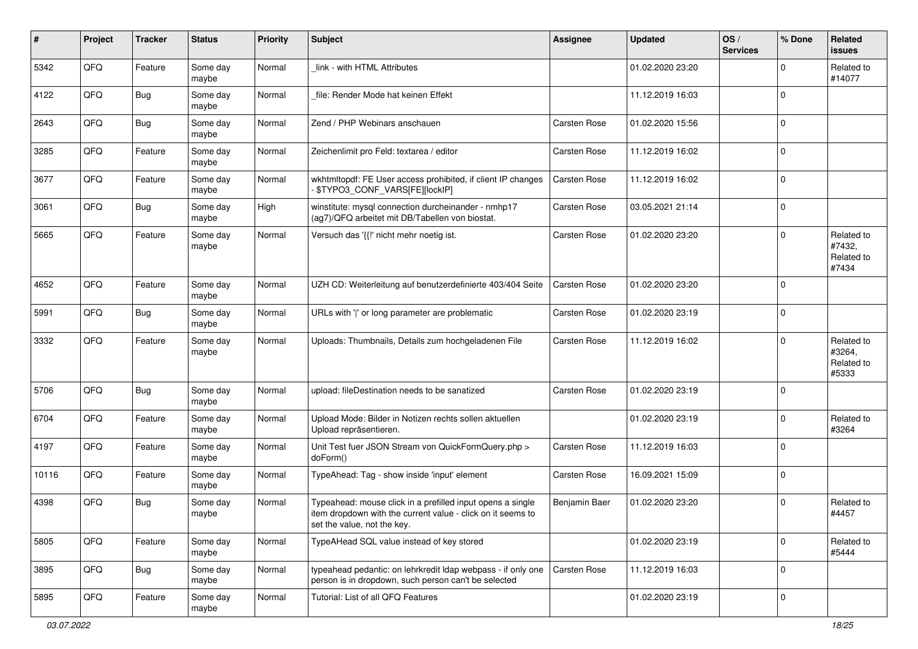| # | Project | Tracker | Status | Priority | Subject | Assignee | Updated | OS / Services | % Done | Related issues |
|---|---|---|---|---|---|---|---|---|---|---|
| 5342 | QFQ | Feature | Some day maybe | Normal | _link - with HTML Attributes | | 01.02.2020 23:20 | | 0 | Related to #14077 |
| 4122 | QFQ | Bug | Some day maybe | Normal | _file: Render Mode hat keinen Effekt | | 11.12.2019 16:03 | | 0 | |
| 2643 | QFQ | Bug | Some day maybe | Normal | Zend / PHP Webinars anschauen | Carsten Rose | 01.02.2020 15:56 | | 0 | |
| 3285 | QFQ | Feature | Some day maybe | Normal | Zeichenlimit pro Feld: textarea / editor | Carsten Rose | 11.12.2019 16:02 | | 0 | |
| 3677 | QFQ | Feature | Some day maybe | Normal | wkhtmltopdf: FE User access prohibited, if client IP changes - $TYPO3_CONF_VARS[FE][lockIP] | Carsten Rose | 11.12.2019 16:02 | | 0 | |
| 3061 | QFQ | Bug | Some day maybe | High | winstitute: mysql connection durcheinander - nmhp17 (ag7)/QFQ arbeitet mit DB/Tabellen von biostat. | Carsten Rose | 03.05.2021 21:14 | | 0 | |
| 5665 | QFQ | Feature | Some day maybe | Normal | Versuch das '{{!' nicht mehr noetig ist. | Carsten Rose | 01.02.2020 23:20 | | 0 | Related to #7432, Related to #7434 |
| 4652 | QFQ | Feature | Some day maybe | Normal | UZH CD: Weiterleitung auf benutzerdefinierte 403/404 Seite | Carsten Rose | 01.02.2020 23:20 | | 0 | |
| 5991 | QFQ | Bug | Some day maybe | Normal | URLs with ' ' or long parameter are problematic | Carsten Rose | 01.02.2020 23:19 | | 0 | |
| 3332 | QFQ | Feature | Some day maybe | Normal | Uploads: Thumbnails, Details zum hochgeladenen File | Carsten Rose | 11.12.2019 16:02 | | 0 | Related to #3264, Related to #5333 |
| 5706 | QFQ | Bug | Some day maybe | Normal | upload: fileDestination needs to be sanatized | Carsten Rose | 01.02.2020 23:19 | | 0 | |
| 6704 | QFQ | Feature | Some day maybe | Normal | Upload Mode: Bilder in Notizen rechts sollen aktuellen Upload repräsentieren. | | 01.02.2020 23:19 | | 0 | Related to #3264 |
| 4197 | QFQ | Feature | Some day maybe | Normal | Unit Test fuer JSON Stream von QuickFormQuery.php > doForm() | Carsten Rose | 11.12.2019 16:03 | | 0 | |
| 10116 | QFQ | Feature | Some day maybe | Normal | TypeAhead: Tag - show inside 'input' element | Carsten Rose | 16.09.2021 15:09 | | 0 | |
| 4398 | QFQ | Bug | Some day maybe | Normal | Typeahead: mouse click in a prefilled input opens a single item dropdown with the current value - click on it seems to set the value, not the key. | Benjamin Baer | 01.02.2020 23:20 | | 0 | Related to #4457 |
| 5805 | QFQ | Feature | Some day maybe | Normal | TypeAHead SQL value instead of key stored | | 01.02.2020 23:19 | | 0 | Related to #5444 |
| 3895 | QFQ | Bug | Some day maybe | Normal | typeahead pedantic: on lehrkredit ldap webpass - if only one person is in dropdown, such person can't be selected | Carsten Rose | 11.12.2019 16:03 | | 0 | |
| 5895 | QFQ | Feature | Some day maybe | Normal | Tutorial: List of all QFQ Features | | 01.02.2020 23:19 | | 0 | |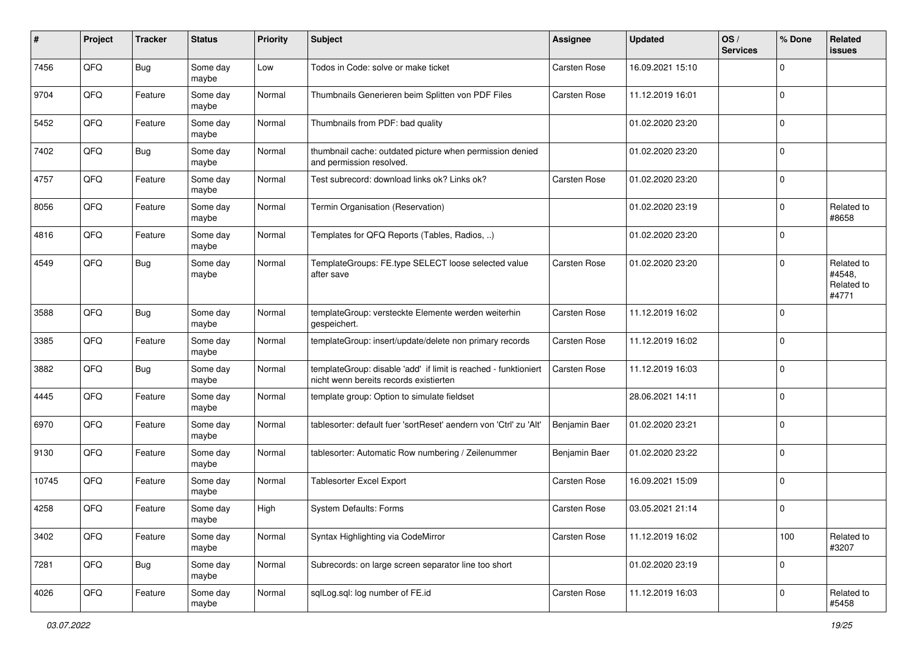| # | Project | Tracker | Status | Priority | Subject | Assignee | Updated | OS / Services | % Done | Related issues |
|---|---|---|---|---|---|---|---|---|---|---|
| 7456 | QFQ | Bug | Some day maybe | Low | Todos in Code: solve or make ticket | Carsten Rose | 16.09.2021 15:10 | | 0 | |
| 9704 | QFQ | Feature | Some day maybe | Normal | Thumbnails Generieren beim Splitten von PDF Files | Carsten Rose | 11.12.2019 16:01 | | 0 | |
| 5452 | QFQ | Feature | Some day maybe | Normal | Thumbnails from PDF: bad quality | | 01.02.2020 23:20 | | 0 | |
| 7402 | QFQ | Bug | Some day maybe | Normal | thumbnail cache: outdated picture when permission denied and permission resolved. | | 01.02.2020 23:20 | | 0 | |
| 4757 | QFQ | Feature | Some day maybe | Normal | Test subrecord: download links ok? Links ok? | Carsten Rose | 01.02.2020 23:20 | | 0 | |
| 8056 | QFQ | Feature | Some day maybe | Normal | Termin Organisation (Reservation) | | 01.02.2020 23:19 | | 0 | Related to #8658 |
| 4816 | QFQ | Feature | Some day maybe | Normal | Templates for QFQ Reports (Tables, Radios, ..) | | 01.02.2020 23:20 | | 0 | |
| 4549 | QFQ | Bug | Some day maybe | Normal | TemplateGroups: FE.type SELECT loose selected value after save | Carsten Rose | 01.02.2020 23:20 | | 0 | Related to #4548, Related to #4771 |
| 3588 | QFQ | Bug | Some day maybe | Normal | templateGroup: versteckte Elemente werden weiterhin gespeichert. | Carsten Rose | 11.12.2019 16:02 | | 0 | |
| 3385 | QFQ | Feature | Some day maybe | Normal | templateGroup: insert/update/delete non primary records | Carsten Rose | 11.12.2019 16:02 | | 0 | |
| 3882 | QFQ | Bug | Some day maybe | Normal | templateGroup: disable 'add' if limit is reached - funktioniert nicht wenn bereits records existierten | Carsten Rose | 11.12.2019 16:03 | | 0 | |
| 4445 | QFQ | Feature | Some day maybe | Normal | template group: Option to simulate fieldset | | 28.06.2021 14:11 | | 0 | |
| 6970 | QFQ | Feature | Some day maybe | Normal | tablesorter: default fuer 'sortReset' aendern von 'Ctrl' zu 'Alt' | Benjamin Baer | 01.02.2020 23:21 | | 0 | |
| 9130 | QFQ | Feature | Some day maybe | Normal | tablesorter: Automatic Row numbering / Zeilenummer | Benjamin Baer | 01.02.2020 23:22 | | 0 | |
| 10745 | QFQ | Feature | Some day maybe | Normal | Tablesorter Excel Export | Carsten Rose | 16.09.2021 15:09 | | 0 | |
| 4258 | QFQ | Feature | Some day maybe | High | System Defaults: Forms | Carsten Rose | 03.05.2021 21:14 | | 0 | |
| 3402 | QFQ | Feature | Some day maybe | Normal | Syntax Highlighting via CodeMirror | Carsten Rose | 11.12.2019 16:02 | | 100 | Related to #3207 |
| 7281 | QFQ | Bug | Some day maybe | Normal | Subrecords: on large screen separator line too short | | 01.02.2020 23:19 | | 0 | |
| 4026 | QFQ | Feature | Some day maybe | Normal | sqlLog.sql: log number of FE.id | Carsten Rose | 11.12.2019 16:03 | | 0 | Related to #5458 |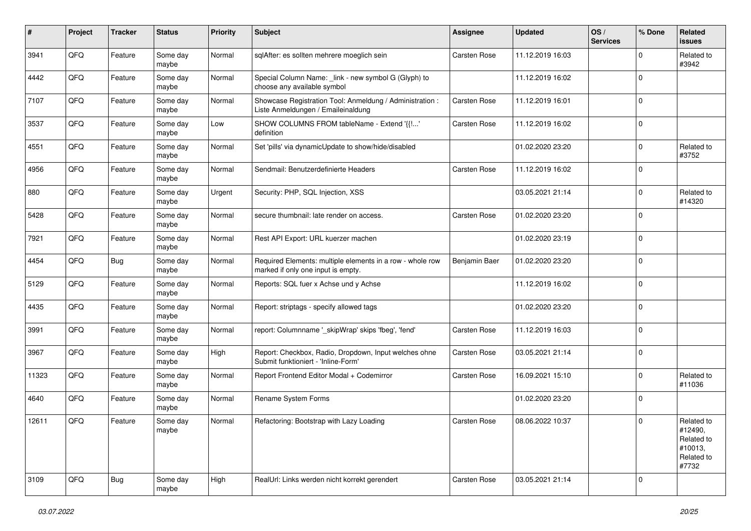| # | Project | Tracker | Status | Priority | Subject | Assignee | Updated | OS / Services | % Done | Related issues |
|---|---|---|---|---|---|---|---|---|---|---|
| 3941 | QFQ | Feature | Some day maybe | Normal | sqlAfter: es sollten mehrere moeglich sein | Carsten Rose | 11.12.2019 16:03 | | 0 | Related to #3942 |
| 4442 | QFQ | Feature | Some day maybe | Normal | Special Column Name: _link - new symbol G (Glyph) to choose any available symbol | | 11.12.2019 16:02 | | 0 | |
| 7107 | QFQ | Feature | Some day maybe | Normal | Showcase Registration Tool: Anmeldung / Administration : Liste Anmeldungen / Emaileinaldung | Carsten Rose | 11.12.2019 16:01 | | 0 | |
| 3537 | QFQ | Feature | Some day maybe | Low | SHOW COLUMNS FROM tableName - Extend '{{!...' definition | Carsten Rose | 11.12.2019 16:02 | | 0 | |
| 4551 | QFQ | Feature | Some day maybe | Normal | Set 'pills' via dynamicUpdate to show/hide/disabled | | 01.02.2020 23:20 | | 0 | Related to #3752 |
| 4956 | QFQ | Feature | Some day maybe | Normal | Sendmail: Benutzerdefinierte Headers | Carsten Rose | 11.12.2019 16:02 | | 0 | |
| 880 | QFQ | Feature | Some day maybe | Urgent | Security: PHP, SQL Injection, XSS | | 03.05.2021 21:14 | | 0 | Related to #14320 |
| 5428 | QFQ | Feature | Some day maybe | Normal | secure thumbnail: late render on access. | Carsten Rose | 01.02.2020 23:20 | | 0 | |
| 7921 | QFQ | Feature | Some day maybe | Normal | Rest API Export: URL kuerzer machen | | 01.02.2020 23:19 | | 0 | |
| 4454 | QFQ | Bug | Some day maybe | Normal | Required Elements: multiple elements in a row - whole row marked if only one input is empty. | Benjamin Baer | 01.02.2020 23:20 | | 0 | |
| 5129 | QFQ | Feature | Some day maybe | Normal | Reports: SQL fuer x Achse und y Achse | | 11.12.2019 16:02 | | 0 | |
| 4435 | QFQ | Feature | Some day maybe | Normal | Report: striptags - specify allowed tags | | 01.02.2020 23:20 | | 0 | |
| 3991 | QFQ | Feature | Some day maybe | Normal | report: Columnname '_skipWrap' skips 'fbeg', 'fend' | Carsten Rose | 11.12.2019 16:03 | | 0 | |
| 3967 | QFQ | Feature | Some day maybe | High | Report: Checkbox, Radio, Dropdown, Input welches ohne Submit funktioniert - 'Inline-Form' | Carsten Rose | 03.05.2021 21:14 | | 0 | |
| 11323 | QFQ | Feature | Some day maybe | Normal | Report Frontend Editor Modal + Codemirror | Carsten Rose | 16.09.2021 15:10 | | 0 | Related to #11036 |
| 4640 | QFQ | Feature | Some day maybe | Normal | Rename System Forms | | 01.02.2020 23:20 | | 0 | |
| 12611 | QFQ | Feature | Some day maybe | Normal | Refactoring: Bootstrap with Lazy Loading | Carsten Rose | 08.06.2022 10:37 | | 0 | Related to #12490, Related to #10013, Related to #7732 |
| 3109 | QFQ | Bug | Some day maybe | High | RealUrl: Links werden nicht korrekt gerendert | Carsten Rose | 03.05.2021 21:14 | | 0 | |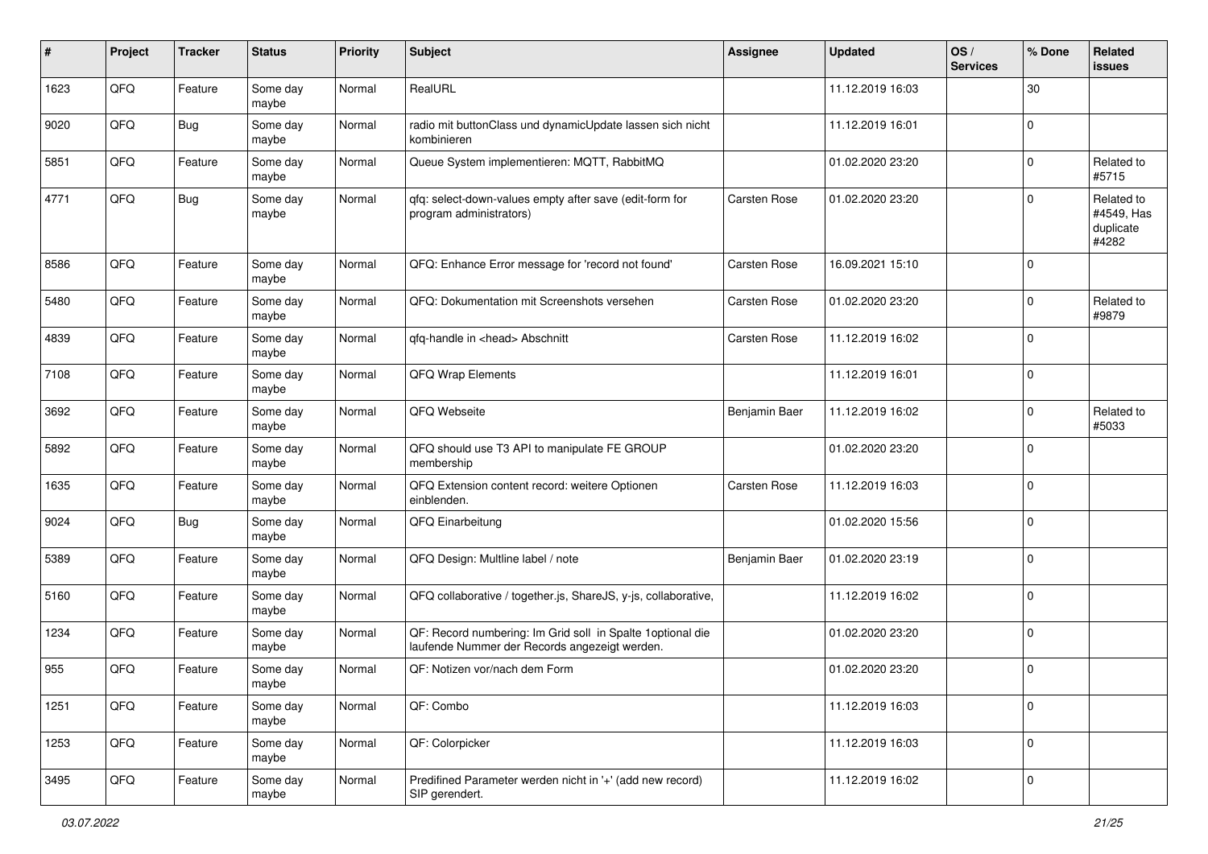| # | Project | Tracker | Status | Priority | Subject | Assignee | Updated | OS / Services | % Done | Related issues |
|---|---|---|---|---|---|---|---|---|---|---|
| 1623 | QFQ | Feature | Some day maybe | Normal | RealURL | | 11.12.2019 16:03 | | 30 | |
| 9020 | QFQ | Bug | Some day maybe | Normal | radio mit buttonClass und dynamicUpdate lassen sich nicht kombinieren | | 11.12.2019 16:01 | | 0 | |
| 5851 | QFQ | Feature | Some day maybe | Normal | Queue System implementieren: MQTT, RabbitMQ | | 01.02.2020 23:20 | | 0 | Related to #5715 |
| 4771 | QFQ | Bug | Some day maybe | Normal | qfq: select-down-values empty after save (edit-form for program administrators) | Carsten Rose | 01.02.2020 23:20 | | 0 | Related to #4549, Has duplicate #4282 |
| 8586 | QFQ | Feature | Some day maybe | Normal | QFQ: Enhance Error message for 'record not found' | Carsten Rose | 16.09.2021 15:10 | | 0 | |
| 5480 | QFQ | Feature | Some day maybe | Normal | QFQ: Dokumentation mit Screenshots versehen | Carsten Rose | 01.02.2020 23:20 | | 0 | Related to #9879 |
| 4839 | QFQ | Feature | Some day maybe | Normal | qfq-handle in <head> Abschnitt | Carsten Rose | 11.12.2019 16:02 | | 0 | |
| 7108 | QFQ | Feature | Some day maybe | Normal | QFQ Wrap Elements | | 11.12.2019 16:01 | | 0 | |
| 3692 | QFQ | Feature | Some day maybe | Normal | QFQ Webseite | Benjamin Baer | 11.12.2019 16:02 | | 0 | Related to #5033 |
| 5892 | QFQ | Feature | Some day maybe | Normal | QFQ should use T3 API to manipulate FE GROUP membership | | 01.02.2020 23:20 | | 0 | |
| 1635 | QFQ | Feature | Some day maybe | Normal | QFQ Extension content record: weitere Optionen einblenden. | Carsten Rose | 11.12.2019 16:03 | | 0 | |
| 9024 | QFQ | Bug | Some day maybe | Normal | QFQ Einarbeitung | | 01.02.2020 15:56 | | 0 | |
| 5389 | QFQ | Feature | Some day maybe | Normal | QFQ Design: Multline label / note | Benjamin Baer | 01.02.2020 23:19 | | 0 | |
| 5160 | QFQ | Feature | Some day maybe | Normal | QFQ collaborative / together.js, ShareJS, y-js, collaborative, | | 11.12.2019 16:02 | | 0 | |
| 1234 | QFQ | Feature | Some day maybe | Normal | QF: Record numbering: Im Grid soll in Spalte 1optional die laufende Nummer der Records angezeigt werden. | | 01.02.2020 23:20 | | 0 | |
| 955 | QFQ | Feature | Some day maybe | Normal | QF: Notizen vor/nach dem Form | | 01.02.2020 23:20 | | 0 | |
| 1251 | QFQ | Feature | Some day maybe | Normal | QF: Combo | | 11.12.2019 16:03 | | 0 | |
| 1253 | QFQ | Feature | Some day maybe | Normal | QF: Colorpicker | | 11.12.2019 16:03 | | 0 | |
| 3495 | QFQ | Feature | Some day maybe | Normal | Predifined Parameter werden nicht in '+' (add new record) SIP gerendert. | | 11.12.2019 16:02 | | 0 | |

*03.07.2022*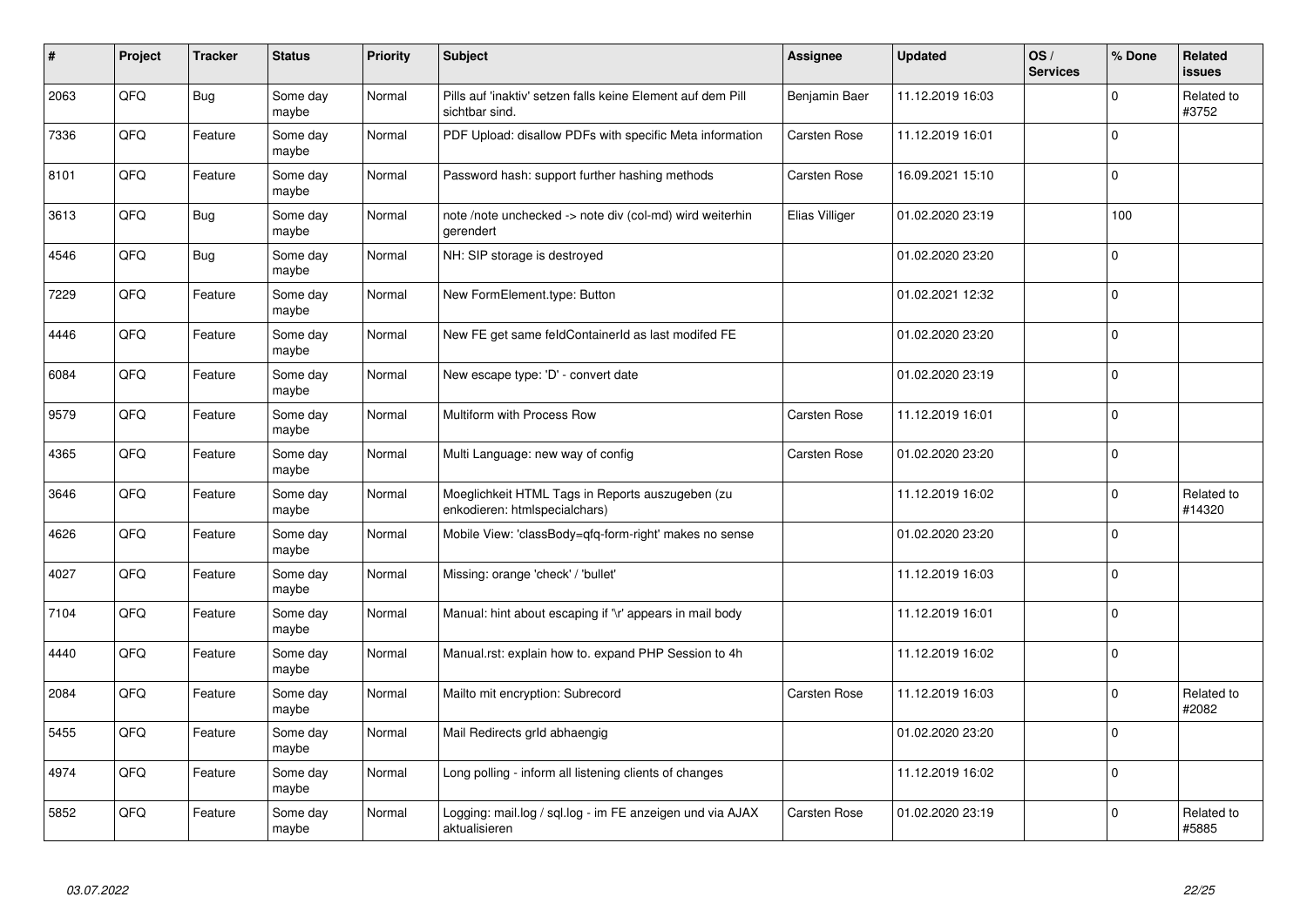| # | Project | Tracker | Status | Priority | Subject | Assignee | Updated | OS / Services | % Done | Related issues |
|---|---|---|---|---|---|---|---|---|---|---|
| 2063 | QFQ | Bug | Some day maybe | Normal | Pills auf 'inaktiv' setzen falls keine Element auf dem Pill sichtbar sind. | Benjamin Baer | 11.12.2019 16:03 | | 0 | Related to #3752 |
| 7336 | QFQ | Feature | Some day maybe | Normal | PDF Upload: disallow PDFs with specific Meta information | Carsten Rose | 11.12.2019 16:01 | | 0 | |
| 8101 | QFQ | Feature | Some day maybe | Normal | Password hash: support further hashing methods | Carsten Rose | 16.09.2021 15:10 | | 0 | |
| 3613 | QFQ | Bug | Some day maybe | Normal | note /note unchecked -> note div (col-md) wird weiterhin gerendert | Elias Villiger | 01.02.2020 23:19 | | 100 | |
| 4546 | QFQ | Bug | Some day maybe | Normal | NH: SIP storage is destroyed | | 01.02.2020 23:20 | | 0 | |
| 7229 | QFQ | Feature | Some day maybe | Normal | New FormElement.type: Button | | 01.02.2021 12:32 | | 0 | |
| 4446 | QFQ | Feature | Some day maybe | Normal | New FE get same feldContainerId as last modifed FE | | 01.02.2020 23:20 | | 0 | |
| 6084 | QFQ | Feature | Some day maybe | Normal | New escape type: 'D' - convert date | | 01.02.2020 23:19 | | 0 | |
| 9579 | QFQ | Feature | Some day maybe | Normal | Multiform with Process Row | Carsten Rose | 11.12.2019 16:01 | | 0 | |
| 4365 | QFQ | Feature | Some day maybe | Normal | Multi Language: new way of config | Carsten Rose | 01.02.2020 23:20 | | 0 | |
| 3646 | QFQ | Feature | Some day maybe | Normal | Moeglichkeit HTML Tags in Reports auszugeben (zu enkodieren: htmlspecialchars) | | 11.12.2019 16:02 | | 0 | Related to #14320 |
| 4626 | QFQ | Feature | Some day maybe | Normal | Mobile View: 'classBody=qfq-form-right' makes no sense | | 01.02.2020 23:20 | | 0 | |
| 4027 | QFQ | Feature | Some day maybe | Normal | Missing: orange 'check' / 'bullet' | | 11.12.2019 16:03 | | 0 | |
| 7104 | QFQ | Feature | Some day maybe | Normal | Manual: hint about escaping if '\r' appears in mail body | | 11.12.2019 16:01 | | 0 | |
| 4440 | QFQ | Feature | Some day maybe | Normal | Manual.rst: explain how to. expand PHP Session to 4h | | 11.12.2019 16:02 | | 0 | |
| 2084 | QFQ | Feature | Some day maybe | Normal | Mailto mit encryption: Subrecord | Carsten Rose | 11.12.2019 16:03 | | 0 | Related to #2082 |
| 5455 | QFQ | Feature | Some day maybe | Normal | Mail Redirects grId abhaengig | | 01.02.2020 23:20 | | 0 | |
| 4974 | QFQ | Feature | Some day maybe | Normal | Long polling - inform all listening clients of changes | | 11.12.2019 16:02 | | 0 | |
| 5852 | QFQ | Feature | Some day maybe | Normal | Logging: mail.log / sql.log - im FE anzeigen und via AJAX aktualisieren | Carsten Rose | 01.02.2020 23:19 | | 0 | Related to #5885 |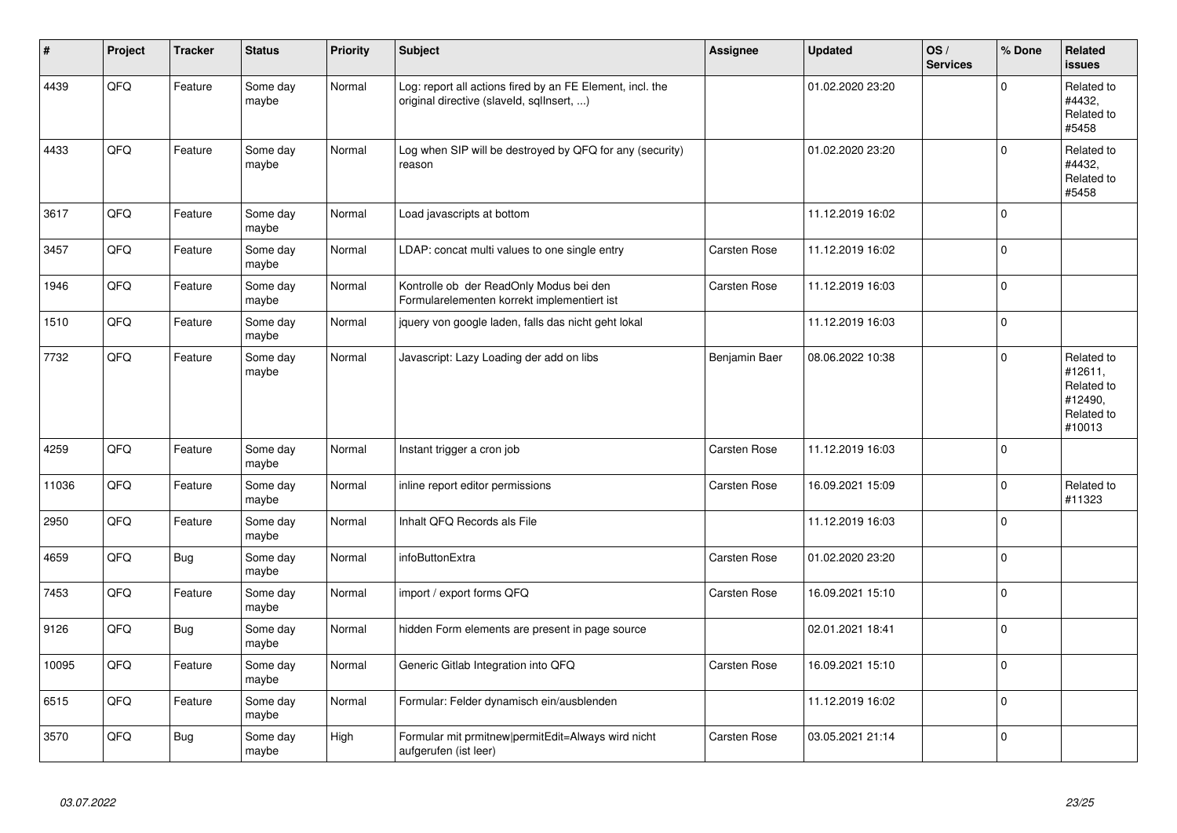| # | Project | Tracker | Status | Priority | Subject | Assignee | Updated | OS / Services | % Done | Related issues |
|---|---|---|---|---|---|---|---|---|---|---|
| 4439 | QFQ | Feature | Some day maybe | Normal | Log: report all actions fired by an FE Element, incl. the original directive (slaveId, sqlInsert, ...) | | 01.02.2020 23:20 | | 0 | Related to #4432, Related to #5458 |
| 4433 | QFQ | Feature | Some day maybe | Normal | Log when SIP will be destroyed by QFQ for any (security) reason | | 01.02.2020 23:20 | | 0 | Related to #4432, Related to #5458 |
| 3617 | QFQ | Feature | Some day maybe | Normal | Load javascripts at bottom | | 11.12.2019 16:02 | | 0 | |
| 3457 | QFQ | Feature | Some day maybe | Normal | LDAP: concat multi values to one single entry | Carsten Rose | 11.12.2019 16:02 | | 0 | |
| 1946 | QFQ | Feature | Some day maybe | Normal | Kontrolle ob der ReadOnly Modus bei den Formularelementen korrekt implementiert ist | Carsten Rose | 11.12.2019 16:03 | | 0 | |
| 1510 | QFQ | Feature | Some day maybe | Normal | jquery von google laden, falls das nicht geht lokal | | 11.12.2019 16:03 | | 0 | |
| 7732 | QFQ | Feature | Some day maybe | Normal | Javascript: Lazy Loading der add on libs | Benjamin Baer | 08.06.2022 10:38 | | 0 | Related to #12611, Related to #12490, Related to #10013 |
| 4259 | QFQ | Feature | Some day maybe | Normal | Instant trigger a cron job | Carsten Rose | 11.12.2019 16:03 | | 0 | |
| 11036 | QFQ | Feature | Some day maybe | Normal | inline report editor permissions | Carsten Rose | 16.09.2021 15:09 | | 0 | Related to #11323 |
| 2950 | QFQ | Feature | Some day maybe | Normal | Inhalt QFQ Records als File | | 11.12.2019 16:03 | | 0 | |
| 4659 | QFQ | Bug | Some day maybe | Normal | infoButtonExtra | Carsten Rose | 01.02.2020 23:20 | | 0 | |
| 7453 | QFQ | Feature | Some day maybe | Normal | import / export forms QFQ | Carsten Rose | 16.09.2021 15:10 | | 0 | |
| 9126 | QFQ | Bug | Some day maybe | Normal | hidden Form elements are present in page source | | 02.01.2021 18:41 | | 0 | |
| 10095 | QFQ | Feature | Some day maybe | Normal | Generic Gitlab Integration into QFQ | Carsten Rose | 16.09.2021 15:10 | | 0 | |
| 6515 | QFQ | Feature | Some day maybe | Normal | Formular: Felder dynamisch ein/ausblenden | | 11.12.2019 16:02 | | 0 | |
| 3570 | QFQ | Bug | Some day maybe | High | Formular mit prmitnew\|permitEdit=Always wird nicht aufgerufen (ist leer) | Carsten Rose | 03.05.2021 21:14 | | 0 | |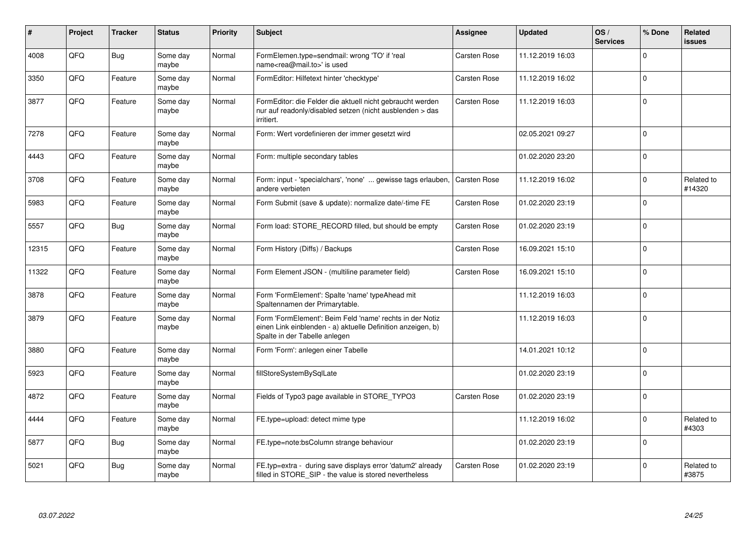| # | Project | Tracker | Status | Priority | Subject | Assignee | Updated | OS / Services | % Done | Related issues |
|---|---|---|---|---|---|---|---|---|---|---|
| 4008 | QFQ | Bug | Some day maybe | Normal | FormElemen.type=sendmail: wrong 'TO' if 'real name<rea@mail.to>' is used | Carsten Rose | 11.12.2019 16:03 | | 0 | |
| 3350 | QFQ | Feature | Some day maybe | Normal | FormEditor: Hilfetext hinter 'checktype' | Carsten Rose | 11.12.2019 16:02 | | 0 | |
| 3877 | QFQ | Feature | Some day maybe | Normal | FormEditor: die Felder die aktuell nicht gebraucht werden nur auf readonly/disabled setzen (nicht ausblenden > das irritiert. | Carsten Rose | 11.12.2019 16:03 | | 0 | |
| 7278 | QFQ | Feature | Some day maybe | Normal | Form: Wert vordefinieren der immer gesetzt wird | | 02.05.2021 09:27 | | 0 | |
| 4443 | QFQ | Feature | Some day maybe | Normal | Form: multiple secondary tables | | 01.02.2020 23:20 | | 0 | |
| 3708 | QFQ | Feature | Some day maybe | Normal | Form: input - 'specialchars', 'none' ... gewisse tags erlauben, andere verbieten | Carsten Rose | 11.12.2019 16:02 | | 0 | Related to #14320 |
| 5983 | QFQ | Feature | Some day maybe | Normal | Form Submit (save & update): normalize date/-time FE | Carsten Rose | 01.02.2020 23:19 | | 0 | |
| 5557 | QFQ | Bug | Some day maybe | Normal | Form load: STORE_RECORD filled, but should be empty | Carsten Rose | 01.02.2020 23:19 | | 0 | |
| 12315 | QFQ | Feature | Some day maybe | Normal | Form History (Diffs) / Backups | Carsten Rose | 16.09.2021 15:10 | | 0 | |
| 11322 | QFQ | Feature | Some day maybe | Normal | Form Element JSON - (multiline parameter field) | Carsten Rose | 16.09.2021 15:10 | | 0 | |
| 3878 | QFQ | Feature | Some day maybe | Normal | Form 'FormElement': Spalte 'name' typeAhead mit Spaltennamen der Primarytable. | | 11.12.2019 16:03 | | 0 | |
| 3879 | QFQ | Feature | Some day maybe | Normal | Form 'FormElement': Beim Feld 'name' rechts in der Notiz einen Link einblenden - a) aktuelle Definition anzeigen, b) Spalte in der Tabelle anlegen | | 11.12.2019 16:03 | | 0 | |
| 3880 | QFQ | Feature | Some day maybe | Normal | Form 'Form': anlegen einer Tabelle | | 14.01.2021 10:12 | | 0 | |
| 5923 | QFQ | Feature | Some day maybe | Normal | fillStoreSystemBySqlLate | | 01.02.2020 23:19 | | 0 | |
| 4872 | QFQ | Feature | Some day maybe | Normal | Fields of Typo3 page available in STORE_TYPO3 | Carsten Rose | 01.02.2020 23:19 | | 0 | |
| 4444 | QFQ | Feature | Some day maybe | Normal | FE.type=upload: detect mime type | | 11.12.2019 16:02 | | 0 | Related to #4303 |
| 5877 | QFQ | Bug | Some day maybe | Normal | FE.type=note:bsColumn strange behaviour | | 01.02.2020 23:19 | | 0 | |
| 5021 | QFQ | Bug | Some day maybe | Normal | FE.typ=extra - during save displays error 'datum2' already filled in STORE_SIP - the value is stored nevertheless | Carsten Rose | 01.02.2020 23:19 | | 0 | Related to #3875 |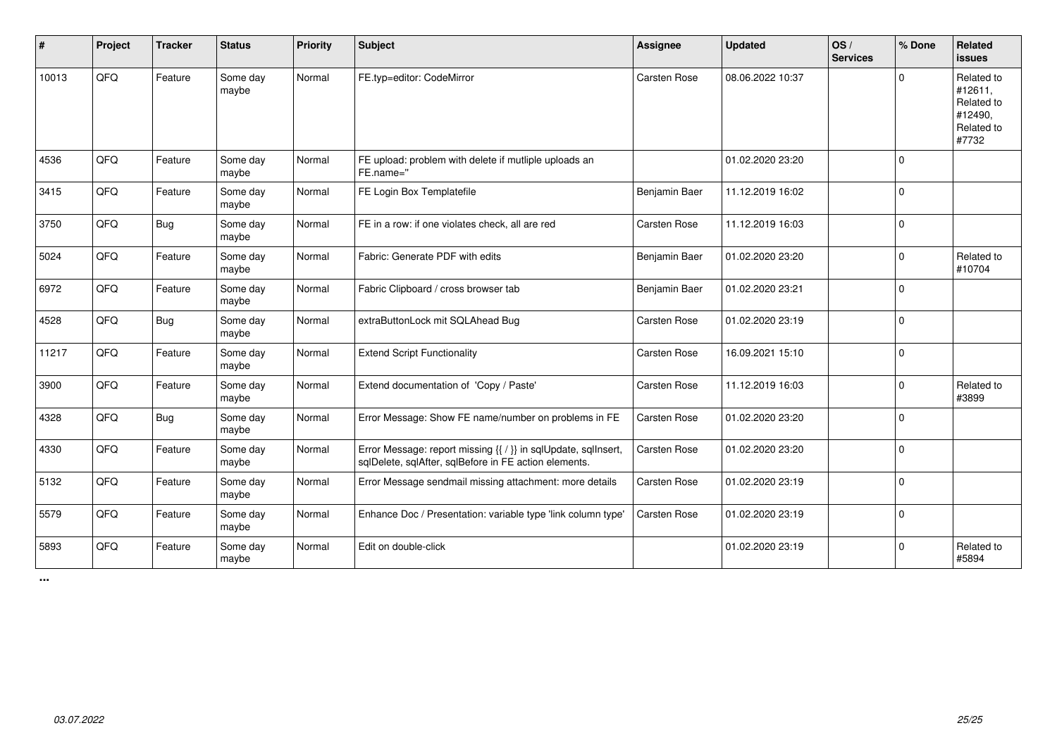| # | Project | Tracker | Status | Priority | Subject | Assignee | Updated | OS / Services | % Done | Related issues |
|---|---|---|---|---|---|---|---|---|---|---|
| 10013 | QFQ | Feature | Some day maybe | Normal | FE.typ=editor: CodeMirror | Carsten Rose | 08.06.2022 10:37 | | 0 | Related to #12611, Related to #12490, Related to #7732 |
| 4536 | QFQ | Feature | Some day maybe | Normal | FE upload: problem with delete if mutliple uploads an FE.name=" | | 01.02.2020 23:20 | | 0 | |
| 3415 | QFQ | Feature | Some day maybe | Normal | FE Login Box Templatefile | Benjamin Baer | 11.12.2019 16:02 | | 0 | |
| 3750 | QFQ | Bug | Some day maybe | Normal | FE in a row: if one violates check, all are red | Carsten Rose | 11.12.2019 16:03 | | 0 | |
| 5024 | QFQ | Feature | Some day maybe | Normal | Fabric: Generate PDF with edits | Benjamin Baer | 01.02.2020 23:20 | | 0 | Related to #10704 |
| 6972 | QFQ | Feature | Some day maybe | Normal | Fabric Clipboard / cross browser tab | Benjamin Baer | 01.02.2020 23:21 | | 0 | |
| 4528 | QFQ | Bug | Some day maybe | Normal | extraButtonLock mit SQLAhead Bug | Carsten Rose | 01.02.2020 23:19 | | 0 | |
| 11217 | QFQ | Feature | Some day maybe | Normal | Extend Script Functionality | Carsten Rose | 16.09.2021 15:10 | | 0 | |
| 3900 | QFQ | Feature | Some day maybe | Normal | Extend documentation of 'Copy / Paste' | Carsten Rose | 11.12.2019 16:03 | | 0 | Related to #3899 |
| 4328 | QFQ | Bug | Some day maybe | Normal | Error Message: Show FE name/number on problems in FE | Carsten Rose | 01.02.2020 23:20 | | 0 | |
| 4330 | QFQ | Feature | Some day maybe | Normal | Error Message: report missing {{ / }} in sqlUpdate, sqlInsert, sqlDelete, sqlAfter, sqlBefore in FE action elements. | Carsten Rose | 01.02.2020 23:20 | | 0 | |
| 5132 | QFQ | Feature | Some day maybe | Normal | Error Message sendmail missing attachment: more details | Carsten Rose | 01.02.2020 23:19 | | 0 | |
| 5579 | QFQ | Feature | Some day maybe | Normal | Enhance Doc / Presentation: variable type 'link column type' | Carsten Rose | 01.02.2020 23:19 | | 0 | |
| 5893 | QFQ | Feature | Some day maybe | Normal | Edit on double-click | | 01.02.2020 23:19 | | 0 | Related to #5894 |

...